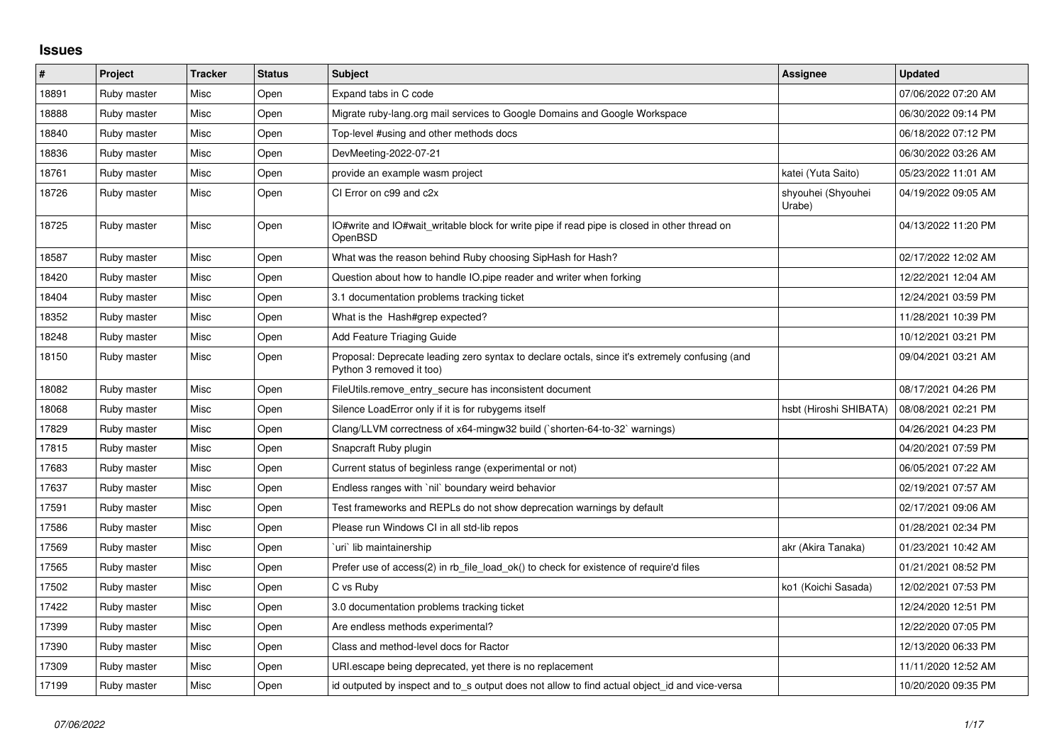## Issues

| # | Project | Tracker | Status | Subject | Assignee | Updated |
|---|---|---|---|---|---|---|
| 18891 | Ruby master | Misc | Open | Expand tabs in C code | | 07/06/2022 07:20 AM |
| 18888 | Ruby master | Misc | Open | Migrate ruby-lang.org mail services to Google Domains and Google Workspace | | 06/30/2022 09:14 PM |
| 18840 | Ruby master | Misc | Open | Top-level #using and other methods docs | | 06/18/2022 07:12 PM |
| 18836 | Ruby master | Misc | Open | DevMeeting-2022-07-21 | | 06/30/2022 03:26 AM |
| 18761 | Ruby master | Misc | Open | provide an example wasm project | katei (Yuta Saito) | 05/23/2022 11:01 AM |
| 18726 | Ruby master | Misc | Open | CI Error on c99 and c2x | shyouhei (Shyouhei Urabe) | 04/19/2022 09:05 AM |
| 18725 | Ruby master | Misc | Open | IO#write and IO#wait_writable block for write pipe if read pipe is closed in other thread on OpenBSD | | 04/13/2022 11:20 PM |
| 18587 | Ruby master | Misc | Open | What was the reason behind Ruby choosing SipHash for Hash? | | 02/17/2022 12:02 AM |
| 18420 | Ruby master | Misc | Open | Question about how to handle IO.pipe reader and writer when forking | | 12/22/2021 12:04 AM |
| 18404 | Ruby master | Misc | Open | 3.1 documentation problems tracking ticket | | 12/24/2021 03:59 PM |
| 18352 | Ruby master | Misc | Open | What is the Hash#grep expected? | | 11/28/2021 10:39 PM |
| 18248 | Ruby master | Misc | Open | Add Feature Triaging Guide | | 10/12/2021 03:21 PM |
| 18150 | Ruby master | Misc | Open | Proposal: Deprecate leading zero syntax to declare octals, since it's extremely confusing (and Python 3 removed it too) | | 09/04/2021 03:21 AM |
| 18082 | Ruby master | Misc | Open | FileUtils.remove_entry_secure has inconsistent document | | 08/17/2021 04:26 PM |
| 18068 | Ruby master | Misc | Open | Silence LoadError only if it is for rubygems itself | hsbt (Hiroshi SHIBATA) | 08/08/2021 02:21 PM |
| 17829 | Ruby master | Misc | Open | Clang/LLVM correctness of x64-mingw32 build (`shorten-64-to-32` warnings) | | 04/26/2021 04:23 PM |
| 17815 | Ruby master | Misc | Open | Snapcraft Ruby plugin | | 04/20/2021 07:59 PM |
| 17683 | Ruby master | Misc | Open | Current status of beginless range (experimental or not) | | 06/05/2021 07:22 AM |
| 17637 | Ruby master | Misc | Open | Endless ranges with `nil` boundary weird behavior | | 02/19/2021 07:57 AM |
| 17591 | Ruby master | Misc | Open | Test frameworks and REPLs do not show deprecation warnings by default | | 02/17/2021 09:06 AM |
| 17586 | Ruby master | Misc | Open | Please run Windows CI in all std-lib repos | | 01/28/2021 02:34 PM |
| 17569 | Ruby master | Misc | Open | `uri` lib maintainership | akr (Akira Tanaka) | 01/23/2021 10:42 AM |
| 17565 | Ruby master | Misc | Open | Prefer use of access(2) in rb_file_load_ok() to check for existence of require'd files | | 01/21/2021 08:52 PM |
| 17502 | Ruby master | Misc | Open | C vs Ruby | ko1 (Koichi Sasada) | 12/02/2021 07:53 PM |
| 17422 | Ruby master | Misc | Open | 3.0 documentation problems tracking ticket | | 12/24/2020 12:51 PM |
| 17399 | Ruby master | Misc | Open | Are endless methods experimental? | | 12/22/2020 07:05 PM |
| 17390 | Ruby master | Misc | Open | Class and method-level docs for Ractor | | 12/13/2020 06:33 PM |
| 17309 | Ruby master | Misc | Open | URI.escape being deprecated, yet there is no replacement | | 11/11/2020 12:52 AM |
| 17199 | Ruby master | Misc | Open | id outputed by inspect and to_s output does not allow to find actual object_id and vice-versa | | 10/20/2020 09:35 PM |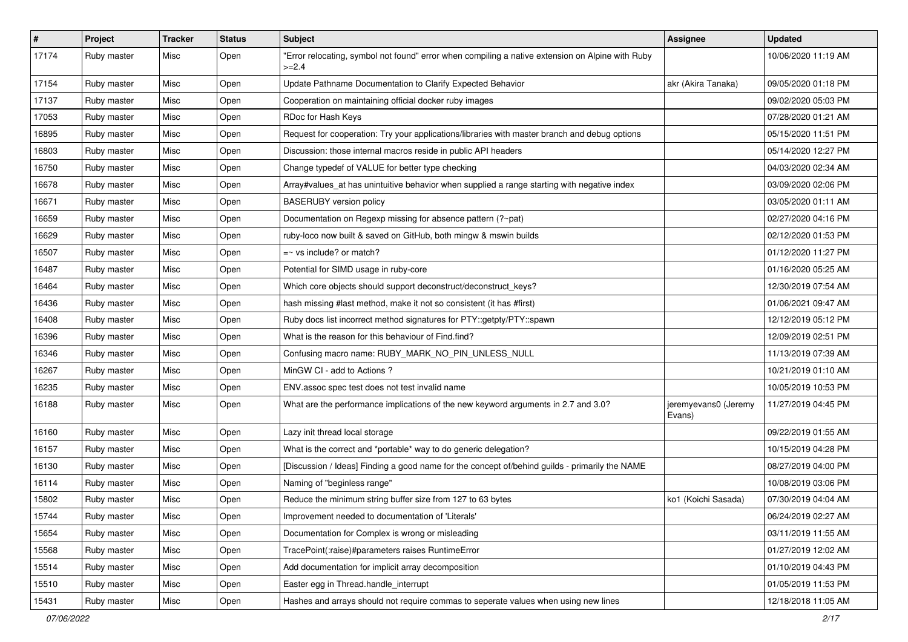| # | Project | Tracker | Status | Subject | Assignee | Updated |
|---|---|---|---|---|---|---|
| 17174 | Ruby master | Misc | Open | "Error relocating, symbol not found" error when compiling a native extension on Alpine with Ruby >=2.4 | | 10/06/2020 11:19 AM |
| 17154 | Ruby master | Misc | Open | Update Pathname Documentation to Clarify Expected Behavior | akr (Akira Tanaka) | 09/05/2020 01:18 PM |
| 17137 | Ruby master | Misc | Open | Cooperation on maintaining official docker ruby images | | 09/02/2020 05:03 PM |
| 17053 | Ruby master | Misc | Open | RDoc for Hash Keys | | 07/28/2020 01:21 AM |
| 16895 | Ruby master | Misc | Open | Request for cooperation: Try your applications/libraries with master branch and debug options | | 05/15/2020 11:51 PM |
| 16803 | Ruby master | Misc | Open | Discussion: those internal macros reside in public API headers | | 05/14/2020 12:27 PM |
| 16750 | Ruby master | Misc | Open | Change typedef of VALUE for better type checking | | 04/03/2020 02:34 AM |
| 16678 | Ruby master | Misc | Open | Array#values_at has unintuitive behavior when supplied a range starting with negative index | | 03/09/2020 02:06 PM |
| 16671 | Ruby master | Misc | Open | BASERUBY version policy | | 03/05/2020 01:11 AM |
| 16659 | Ruby master | Misc | Open | Documentation on Regexp missing for absence pattern (?~pat) | | 02/27/2020 04:16 PM |
| 16629 | Ruby master | Misc | Open | ruby-loco now built & saved on GitHub, both mingw & mswin builds | | 02/12/2020 01:53 PM |
| 16507 | Ruby master | Misc | Open | =~ vs include? or match? | | 01/12/2020 11:27 PM |
| 16487 | Ruby master | Misc | Open | Potential for SIMD usage in ruby-core | | 01/16/2020 05:25 AM |
| 16464 | Ruby master | Misc | Open | Which core objects should support deconstruct/deconstruct_keys? | | 12/30/2019 07:54 AM |
| 16436 | Ruby master | Misc | Open | hash missing #last method, make it not so consistent (it has #first) | | 01/06/2021 09:47 AM |
| 16408 | Ruby master | Misc | Open | Ruby docs list incorrect method signatures for PTY::getpty/PTY::spawn | | 12/12/2019 05:12 PM |
| 16396 | Ruby master | Misc | Open | What is the reason for this behaviour of Find.find? | | 12/09/2019 02:51 PM |
| 16346 | Ruby master | Misc | Open | Confusing macro name: RUBY_MARK_NO_PIN_UNLESS_NULL | | 11/13/2019 07:39 AM |
| 16267 | Ruby master | Misc | Open | MinGW CI - add to Actions ? | | 10/21/2019 01:10 AM |
| 16235 | Ruby master | Misc | Open | ENV.assoc spec test does not test invalid name | | 10/05/2019 10:53 PM |
| 16188 | Ruby master | Misc | Open | What are the performance implications of the new keyword arguments in 2.7 and 3.0? | jeremyevans0 (Jeremy Evans) | 11/27/2019 04:45 PM |
| 16160 | Ruby master | Misc | Open | Lazy init thread local storage | | 09/22/2019 01:55 AM |
| 16157 | Ruby master | Misc | Open | What is the correct and *portable* way to do generic delegation? | | 10/15/2019 04:28 PM |
| 16130 | Ruby master | Misc | Open | [Discussion / Ideas] Finding a good name for the concept of/behind guilds - primarily the NAME | | 08/27/2019 04:00 PM |
| 16114 | Ruby master | Misc | Open | Naming of "beginless range" | | 10/08/2019 03:06 PM |
| 15802 | Ruby master | Misc | Open | Reduce the minimum string buffer size from 127 to 63 bytes | ko1 (Koichi Sasada) | 07/30/2019 04:04 AM |
| 15744 | Ruby master | Misc | Open | Improvement needed to documentation of 'Literals' | | 06/24/2019 02:27 AM |
| 15654 | Ruby master | Misc | Open | Documentation for Complex is wrong or misleading | | 03/11/2019 11:55 AM |
| 15568 | Ruby master | Misc | Open | TracePoint(:raise)#parameters raises RuntimeError | | 01/27/2019 12:02 AM |
| 15514 | Ruby master | Misc | Open | Add documentation for implicit array decomposition | | 01/10/2019 04:43 PM |
| 15510 | Ruby master | Misc | Open | Easter egg in Thread.handle_interrupt | | 01/05/2019 11:53 PM |
| 15431 | Ruby master | Misc | Open | Hashes and arrays should not require commas to seperate values when using new lines | | 12/18/2018 11:05 AM |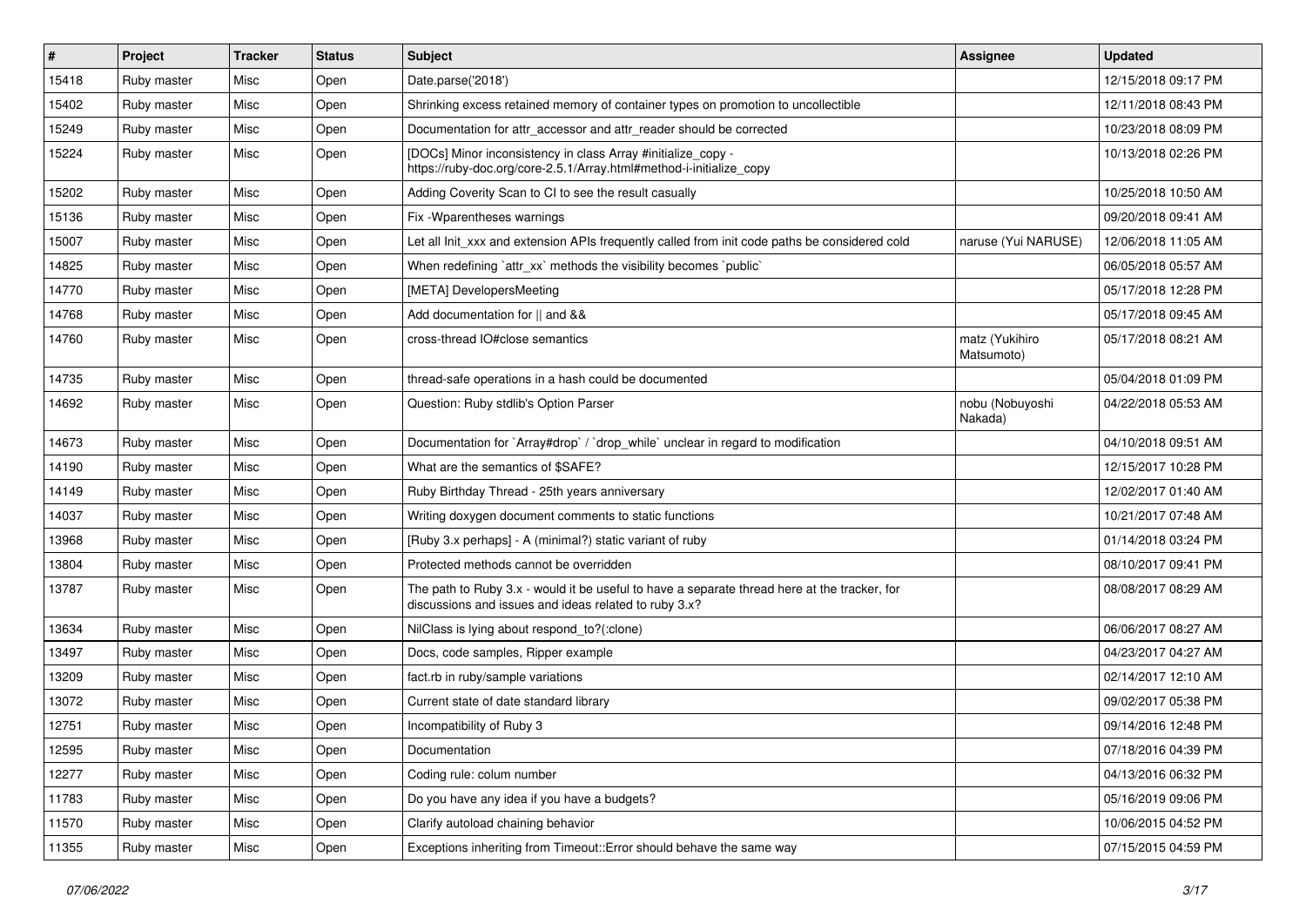| # | Project | Tracker | Status | Subject | Assignee | Updated |
| --- | --- | --- | --- | --- | --- | --- |
| 15418 | Ruby master | Misc | Open | Date.parse('2018') | | 12/15/2018 09:17 PM |
| 15402 | Ruby master | Misc | Open | Shrinking excess retained memory of container types on promotion to uncollectible | | 12/11/2018 08:43 PM |
| 15249 | Ruby master | Misc | Open | Documentation for attr_accessor and attr_reader should be corrected | | 10/23/2018 08:09 PM |
| 15224 | Ruby master | Misc | Open | [DOCs] Minor inconsistency in class Array #initialize_copy - https://ruby-doc.org/core-2.5.1/Array.html#method-i-initialize_copy | | 10/13/2018 02:26 PM |
| 15202 | Ruby master | Misc | Open | Adding Coverity Scan to CI to see the result casually | | 10/25/2018 10:50 AM |
| 15136 | Ruby master | Misc | Open | Fix -Wparentheses warnings | | 09/20/2018 09:41 AM |
| 15007 | Ruby master | Misc | Open | Let all Init_xxx and extension APIs frequently called from init code paths be considered cold | naruse (Yui NARUSE) | 12/06/2018 11:05 AM |
| 14825 | Ruby master | Misc | Open | When redefining `attr_xx` methods the visibility becomes `public` | | 06/05/2018 05:57 AM |
| 14770 | Ruby master | Misc | Open | [META] DevelopersMeeting | | 05/17/2018 12:28 PM |
| 14768 | Ruby master | Misc | Open | Add documentation for \|\| and && | | 05/17/2018 09:45 AM |
| 14760 | Ruby master | Misc | Open | cross-thread IO#close semantics | matz (Yukihiro Matsumoto) | 05/17/2018 08:21 AM |
| 14735 | Ruby master | Misc | Open | thread-safe operations in a hash could be documented | | 05/04/2018 01:09 PM |
| 14692 | Ruby master | Misc | Open | Question: Ruby stdlib's Option Parser | nobu (Nobuyoshi Nakada) | 04/22/2018 05:53 AM |
| 14673 | Ruby master | Misc | Open | Documentation for `Array#drop` / `drop_while` unclear in regard to modification | | 04/10/2018 09:51 AM |
| 14190 | Ruby master | Misc | Open | What are the semantics of $SAFE? | | 12/15/2017 10:28 PM |
| 14149 | Ruby master | Misc | Open | Ruby Birthday Thread - 25th years anniversary | | 12/02/2017 01:40 AM |
| 14037 | Ruby master | Misc | Open | Writing doxygen document comments to static functions | | 10/21/2017 07:48 AM |
| 13968 | Ruby master | Misc | Open | [Ruby 3.x perhaps] - A (minimal?) static variant of ruby | | 01/14/2018 03:24 PM |
| 13804 | Ruby master | Misc | Open | Protected methods cannot be overridden | | 08/10/2017 09:41 PM |
| 13787 | Ruby master | Misc | Open | The path to Ruby 3.x - would it be useful to have a separate thread here at the tracker, for discussions and issues and ideas related to ruby 3.x? | | 08/08/2017 08:29 AM |
| 13634 | Ruby master | Misc | Open | NilClass is lying about respond_to?(:clone) | | 06/06/2017 08:27 AM |
| 13497 | Ruby master | Misc | Open | Docs, code samples, Ripper example | | 04/23/2017 04:27 AM |
| 13209 | Ruby master | Misc | Open | fact.rb in ruby/sample variations | | 02/14/2017 12:10 AM |
| 13072 | Ruby master | Misc | Open | Current state of date standard library | | 09/02/2017 05:38 PM |
| 12751 | Ruby master | Misc | Open | Incompatibility of Ruby 3 | | 09/14/2016 12:48 PM |
| 12595 | Ruby master | Misc | Open | Documentation | | 07/18/2016 04:39 PM |
| 12277 | Ruby master | Misc | Open | Coding rule: colum number | | 04/13/2016 06:32 PM |
| 11783 | Ruby master | Misc | Open | Do you have any idea if you have a budgets? | | 05/16/2019 09:06 PM |
| 11570 | Ruby master | Misc | Open | Clarify autoload chaining behavior | | 10/06/2015 04:52 PM |
| 11355 | Ruby master | Misc | Open | Exceptions inheriting from Timeout::Error should behave the same way | | 07/15/2015 04:59 PM |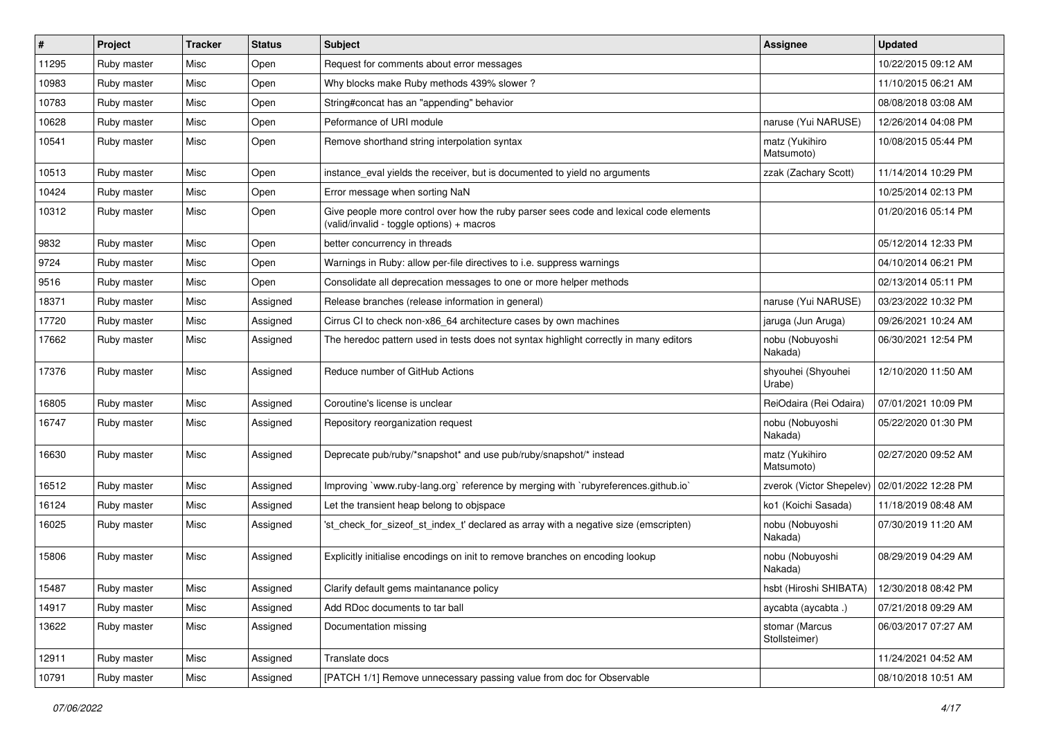| # | Project | Tracker | Status | Subject | Assignee | Updated |
|---|---|---|---|---|---|---|
| 11295 | Ruby master | Misc | Open | Request for comments about error messages | | 10/22/2015 09:12 AM |
| 10983 | Ruby master | Misc | Open | Why blocks make Ruby methods 439% slower ? | | 11/10/2015 06:21 AM |
| 10783 | Ruby master | Misc | Open | String#concat has an "appending" behavior | | 08/08/2018 03:08 AM |
| 10628 | Ruby master | Misc | Open | Peformance of URI module | naruse (Yui NARUSE) | 12/26/2014 04:08 PM |
| 10541 | Ruby master | Misc | Open | Remove shorthand string interpolation syntax | matz (Yukihiro Matsumoto) | 10/08/2015 05:44 PM |
| 10513 | Ruby master | Misc | Open | instance_eval yields the receiver, but is documented to yield no arguments | zzak (Zachary Scott) | 11/14/2014 10:29 PM |
| 10424 | Ruby master | Misc | Open | Error message when sorting NaN | | 10/25/2014 02:13 PM |
| 10312 | Ruby master | Misc | Open | Give people more control over how the ruby parser sees code and lexical code elements (valid/invalid - toggle options) + macros | | 01/20/2016 05:14 PM |
| 9832 | Ruby master | Misc | Open | better concurrency in threads | | 05/12/2014 12:33 PM |
| 9724 | Ruby master | Misc | Open | Warnings in Ruby: allow per-file directives to i.e. suppress warnings | | 04/10/2014 06:21 PM |
| 9516 | Ruby master | Misc | Open | Consolidate all deprecation messages to one or more helper methods | | 02/13/2014 05:11 PM |
| 18371 | Ruby master | Misc | Assigned | Release branches (release information in general) | naruse (Yui NARUSE) | 03/23/2022 10:32 PM |
| 17720 | Ruby master | Misc | Assigned | Cirrus CI to check non-x86_64 architecture cases by own machines | jaruga (Jun Aruga) | 09/26/2021 10:24 AM |
| 17662 | Ruby master | Misc | Assigned | The heredoc pattern used in tests does not syntax highlight correctly in many editors | nobu (Nobuyoshi Nakada) | 06/30/2021 12:54 PM |
| 17376 | Ruby master | Misc | Assigned | Reduce number of GitHub Actions | shyouhei (Shyouhei Urabe) | 12/10/2020 11:50 AM |
| 16805 | Ruby master | Misc | Assigned | Coroutine's license is unclear | ReiOdaira (Rei Odaira) | 07/01/2021 10:09 PM |
| 16747 | Ruby master | Misc | Assigned | Repository reorganization request | nobu (Nobuyoshi Nakada) | 05/22/2020 01:30 PM |
| 16630 | Ruby master | Misc | Assigned | Deprecate pub/ruby/*snapshot* and use pub/ruby/snapshot/* instead | matz (Yukihiro Matsumoto) | 02/27/2020 09:52 AM |
| 16512 | Ruby master | Misc | Assigned | Improving `www.ruby-lang.org` reference by merging with `rubyreferences.github.io` | zverok (Victor Shepelev) | 02/01/2022 12:28 PM |
| 16124 | Ruby master | Misc | Assigned | Let the transient heap belong to objspace | ko1 (Koichi Sasada) | 11/18/2019 08:48 AM |
| 16025 | Ruby master | Misc | Assigned | 'st_check_for_sizeof_st_index_t' declared as array with a negative size (emscripten) | nobu (Nobuyoshi Nakada) | 07/30/2019 11:20 AM |
| 15806 | Ruby master | Misc | Assigned | Explicitly initialise encodings on init to remove branches on encoding lookup | nobu (Nobuyoshi Nakada) | 08/29/2019 04:29 AM |
| 15487 | Ruby master | Misc | Assigned | Clarify default gems maintanance policy | hsbt (Hiroshi SHIBATA) | 12/30/2018 08:42 PM |
| 14917 | Ruby master | Misc | Assigned | Add RDoc documents to tar ball | aycabta (aycabta .) | 07/21/2018 09:29 AM |
| 13622 | Ruby master | Misc | Assigned | Documentation missing | stomar (Marcus Stollsteimer) | 06/03/2017 07:27 AM |
| 12911 | Ruby master | Misc | Assigned | Translate docs | | 11/24/2021 04:52 AM |
| 10791 | Ruby master | Misc | Assigned | [PATCH 1/1] Remove unnecessary passing value from doc for Observable | | 08/10/2018 10:51 AM |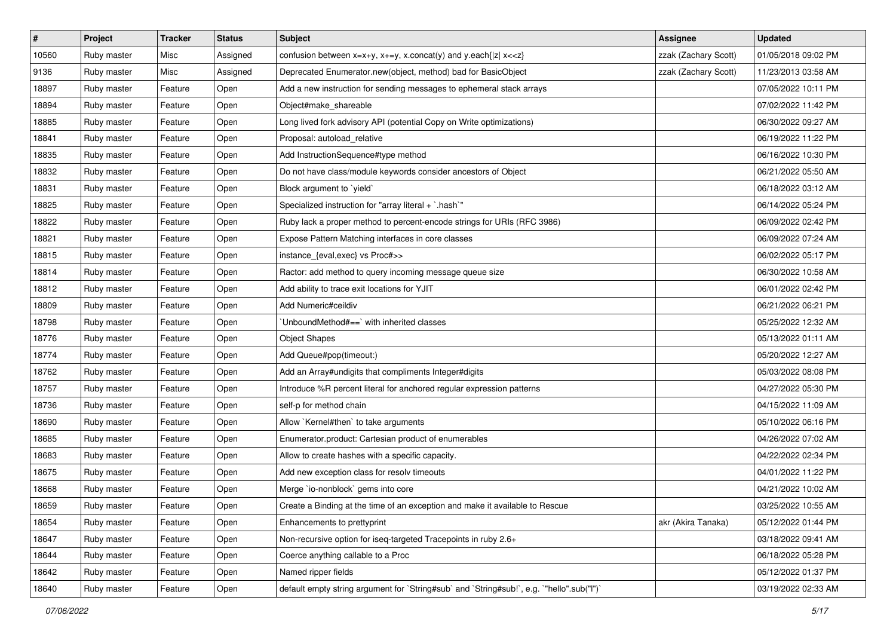| # | Project | Tracker | Status | Subject | Assignee | Updated |
|---|---|---|---|---|---|---|
| 10560 | Ruby master | Misc | Assigned | confusion between x=x+y, x+=y, x.concat(y) and y.each{\|z\| x<<z} | zzak (Zachary Scott) | 01/05/2018 09:02 PM |
| 9136 | Ruby master | Misc | Assigned | Deprecated Enumerator.new(object, method) bad for BasicObject | zzak (Zachary Scott) | 11/23/2013 03:58 AM |
| 18897 | Ruby master | Feature | Open | Add a new instruction for sending messages to ephemeral stack arrays | | 07/05/2022 10:11 PM |
| 18894 | Ruby master | Feature | Open | Object#make_shareable | | 07/02/2022 11:42 PM |
| 18885 | Ruby master | Feature | Open | Long lived fork advisory API (potential Copy on Write optimizations) | | 06/30/2022 09:27 AM |
| 18841 | Ruby master | Feature | Open | Proposal: autoload_relative | | 06/19/2022 11:22 PM |
| 18835 | Ruby master | Feature | Open | Add InstructionSequence#type method | | 06/16/2022 10:30 PM |
| 18832 | Ruby master | Feature | Open | Do not have class/module keywords consider ancestors of Object | | 06/21/2022 05:50 AM |
| 18831 | Ruby master | Feature | Open | Block argument to `yield` | | 06/18/2022 03:12 AM |
| 18825 | Ruby master | Feature | Open | Specialized instruction for "array literal + `.hash`" | | 06/14/2022 05:24 PM |
| 18822 | Ruby master | Feature | Open | Ruby lack a proper method to percent-encode strings for URIs (RFC 3986) | | 06/09/2022 02:42 PM |
| 18821 | Ruby master | Feature | Open | Expose Pattern Matching interfaces in core classes | | 06/09/2022 07:24 AM |
| 18815 | Ruby master | Feature | Open | instance_{eval,exec} vs Proc#>> | | 06/02/2022 05:17 PM |
| 18814 | Ruby master | Feature | Open | Ractor: add method to query incoming message queue size | | 06/30/2022 10:58 AM |
| 18812 | Ruby master | Feature | Open | Add ability to trace exit locations for YJIT | | 06/01/2022 02:42 PM |
| 18809 | Ruby master | Feature | Open | Add Numeric#ceildiv | | 06/21/2022 06:21 PM |
| 18798 | Ruby master | Feature | Open | `UnboundMethod#==` with inherited classes | | 05/25/2022 12:32 AM |
| 18776 | Ruby master | Feature | Open | Object Shapes | | 05/13/2022 01:11 AM |
| 18774 | Ruby master | Feature | Open | Add Queue#pop(timeout:) | | 05/20/2022 12:27 AM |
| 18762 | Ruby master | Feature | Open | Add an Array#undigits that compliments Integer#digits | | 05/03/2022 08:08 PM |
| 18757 | Ruby master | Feature | Open | Introduce %R percent literal for anchored regular expression patterns | | 04/27/2022 05:30 PM |
| 18736 | Ruby master | Feature | Open | self-p for method chain | | 04/15/2022 11:09 AM |
| 18690 | Ruby master | Feature | Open | Allow `Kernel#then` to take arguments | | 05/10/2022 06:16 PM |
| 18685 | Ruby master | Feature | Open | Enumerator.product: Cartesian product of enumerables | | 04/26/2022 07:02 AM |
| 18683 | Ruby master | Feature | Open | Allow to create hashes with a specific capacity. | | 04/22/2022 02:34 PM |
| 18675 | Ruby master | Feature | Open | Add new exception class for resolv timeouts | | 04/01/2022 11:22 PM |
| 18668 | Ruby master | Feature | Open | Merge `io-nonblock` gems into core | | 04/21/2022 10:02 AM |
| 18659 | Ruby master | Feature | Open | Create a Binding at the time of an exception and make it available to Rescue | | 03/25/2022 10:55 AM |
| 18654 | Ruby master | Feature | Open | Enhancements to prettyprint | akr (Akira Tanaka) | 05/12/2022 01:44 PM |
| 18647 | Ruby master | Feature | Open | Non-recursive option for iseq-targeted Tracepoints in ruby 2.6+ | | 03/18/2022 09:41 AM |
| 18644 | Ruby master | Feature | Open | Coerce anything callable to a Proc | | 06/18/2022 05:28 PM |
| 18642 | Ruby master | Feature | Open | Named ripper fields | | 05/12/2022 01:37 PM |
| 18640 | Ruby master | Feature | Open | default empty string argument for `String#sub` and `String#sub!`, e.g. `"hello".sub("l")` | | 03/19/2022 02:33 AM |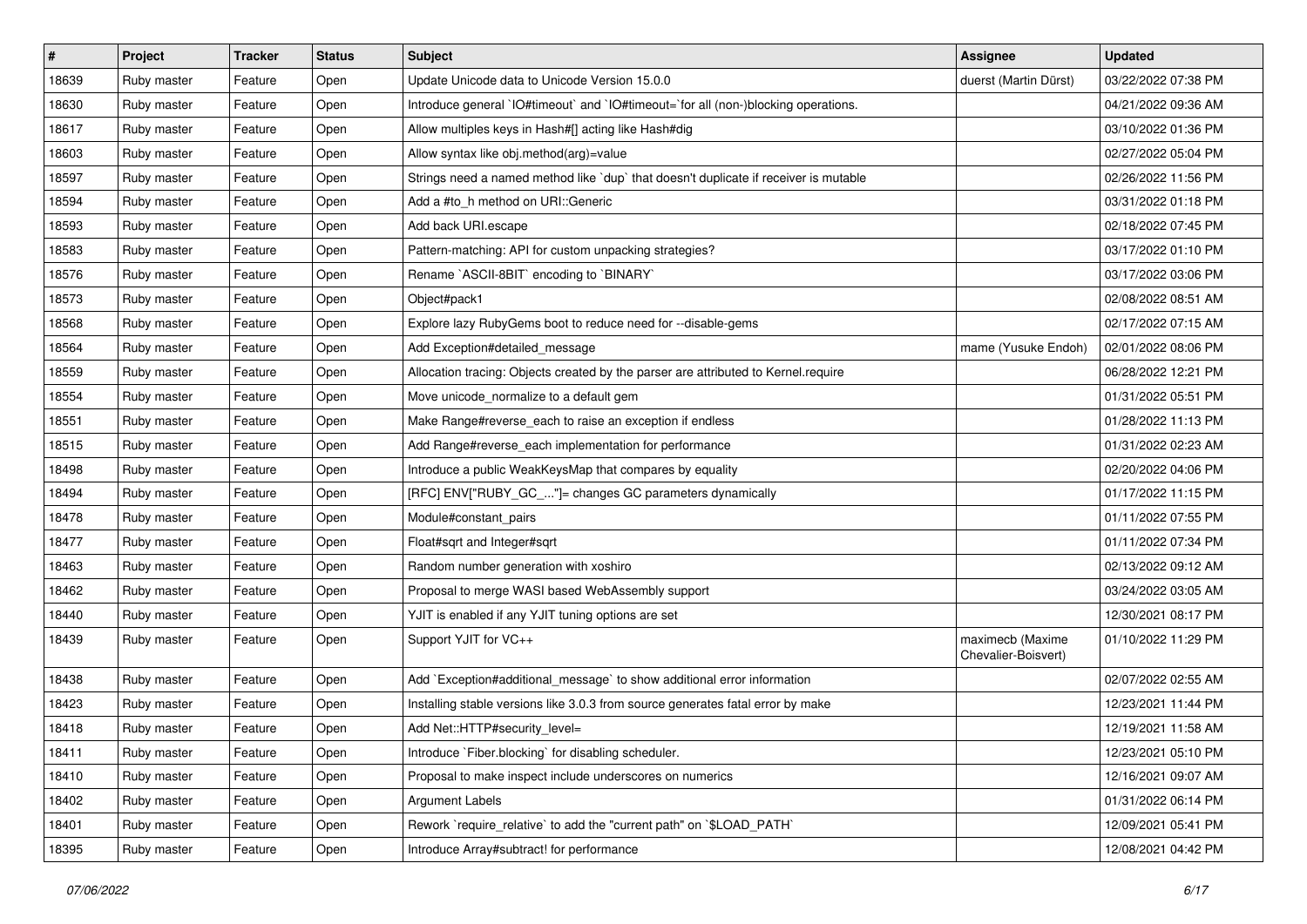| # | Project | Tracker | Status | Subject | Assignee | Updated |
| --- | --- | --- | --- | --- | --- | --- |
| 18639 | Ruby master | Feature | Open | Update Unicode data to Unicode Version 15.0.0 | duerst (Martin Dürst) | 03/22/2022 07:38 PM |
| 18630 | Ruby master | Feature | Open | Introduce general `IO#timeout` and `IO#timeout=`for all (non-)blocking operations. | | 04/21/2022 09:36 AM |
| 18617 | Ruby master | Feature | Open | Allow multiples keys in Hash#[] acting like Hash#dig | | 03/10/2022 01:36 PM |
| 18603 | Ruby master | Feature | Open | Allow syntax like obj.method(arg)=value | | 02/27/2022 05:04 PM |
| 18597 | Ruby master | Feature | Open | Strings need a named method like `dup` that doesn't duplicate if receiver is mutable | | 02/26/2022 11:56 PM |
| 18594 | Ruby master | Feature | Open | Add a #to_h method on URI::Generic | | 03/31/2022 01:18 PM |
| 18593 | Ruby master | Feature | Open | Add back URI.escape | | 02/18/2022 07:45 PM |
| 18583 | Ruby master | Feature | Open | Pattern-matching: API for custom unpacking strategies? | | 03/17/2022 01:10 PM |
| 18576 | Ruby master | Feature | Open | Rename `ASCII-8BIT` encoding to `BINARY` | | 03/17/2022 03:06 PM |
| 18573 | Ruby master | Feature | Open | Object#pack1 | | 02/08/2022 08:51 AM |
| 18568 | Ruby master | Feature | Open | Explore lazy RubyGems boot to reduce need for --disable-gems | | 02/17/2022 07:15 AM |
| 18564 | Ruby master | Feature | Open | Add Exception#detailed_message | mame (Yusuke Endoh) | 02/01/2022 08:06 PM |
| 18559 | Ruby master | Feature | Open | Allocation tracing: Objects created by the parser are attributed to Kernel.require | | 06/28/2022 12:21 PM |
| 18554 | Ruby master | Feature | Open | Move unicode_normalize to a default gem | | 01/31/2022 05:51 PM |
| 18551 | Ruby master | Feature | Open | Make Range#reverse_each to raise an exception if endless | | 01/28/2022 11:13 PM |
| 18515 | Ruby master | Feature | Open | Add Range#reverse_each implementation for performance | | 01/31/2022 02:23 AM |
| 18498 | Ruby master | Feature | Open | Introduce a public WeakKeysMap that compares by equality | | 02/20/2022 04:06 PM |
| 18494 | Ruby master | Feature | Open | [RFC] ENV["RUBY_GC_..."]= changes GC parameters dynamically | | 01/17/2022 11:15 PM |
| 18478 | Ruby master | Feature | Open | Module#constant_pairs | | 01/11/2022 07:55 PM |
| 18477 | Ruby master | Feature | Open | Float#sqrt and Integer#sqrt | | 01/11/2022 07:34 PM |
| 18463 | Ruby master | Feature | Open | Random number generation with xoshiro | | 02/13/2022 09:12 AM |
| 18462 | Ruby master | Feature | Open | Proposal to merge WASI based WebAssembly support | | 03/24/2022 03:05 AM |
| 18440 | Ruby master | Feature | Open | YJIT is enabled if any YJIT tuning options are set | | 12/30/2021 08:17 PM |
| 18439 | Ruby master | Feature | Open | Support YJIT for VC++ | maximecb (Maxime Chevalier-Boisvert) | 01/10/2022 11:29 PM |
| 18438 | Ruby master | Feature | Open | Add `Exception#additional_message` to show additional error information | | 02/07/2022 02:55 AM |
| 18423 | Ruby master | Feature | Open | Installing stable versions like 3.0.3 from source generates fatal error by make | | 12/23/2021 11:44 PM |
| 18418 | Ruby master | Feature | Open | Add Net::HTTP#security_level= | | 12/19/2021 11:58 AM |
| 18411 | Ruby master | Feature | Open | Introduce `Fiber.blocking` for disabling scheduler. | | 12/23/2021 05:10 PM |
| 18410 | Ruby master | Feature | Open | Proposal to make inspect include underscores on numerics | | 12/16/2021 09:07 AM |
| 18402 | Ruby master | Feature | Open | Argument Labels | | 01/31/2022 06:14 PM |
| 18401 | Ruby master | Feature | Open | Rework `require_relative` to add the "current path" on `$LOAD_PATH` | | 12/09/2021 05:41 PM |
| 18395 | Ruby master | Feature | Open | Introduce Array#subtract! for performance | | 12/08/2021 04:42 PM |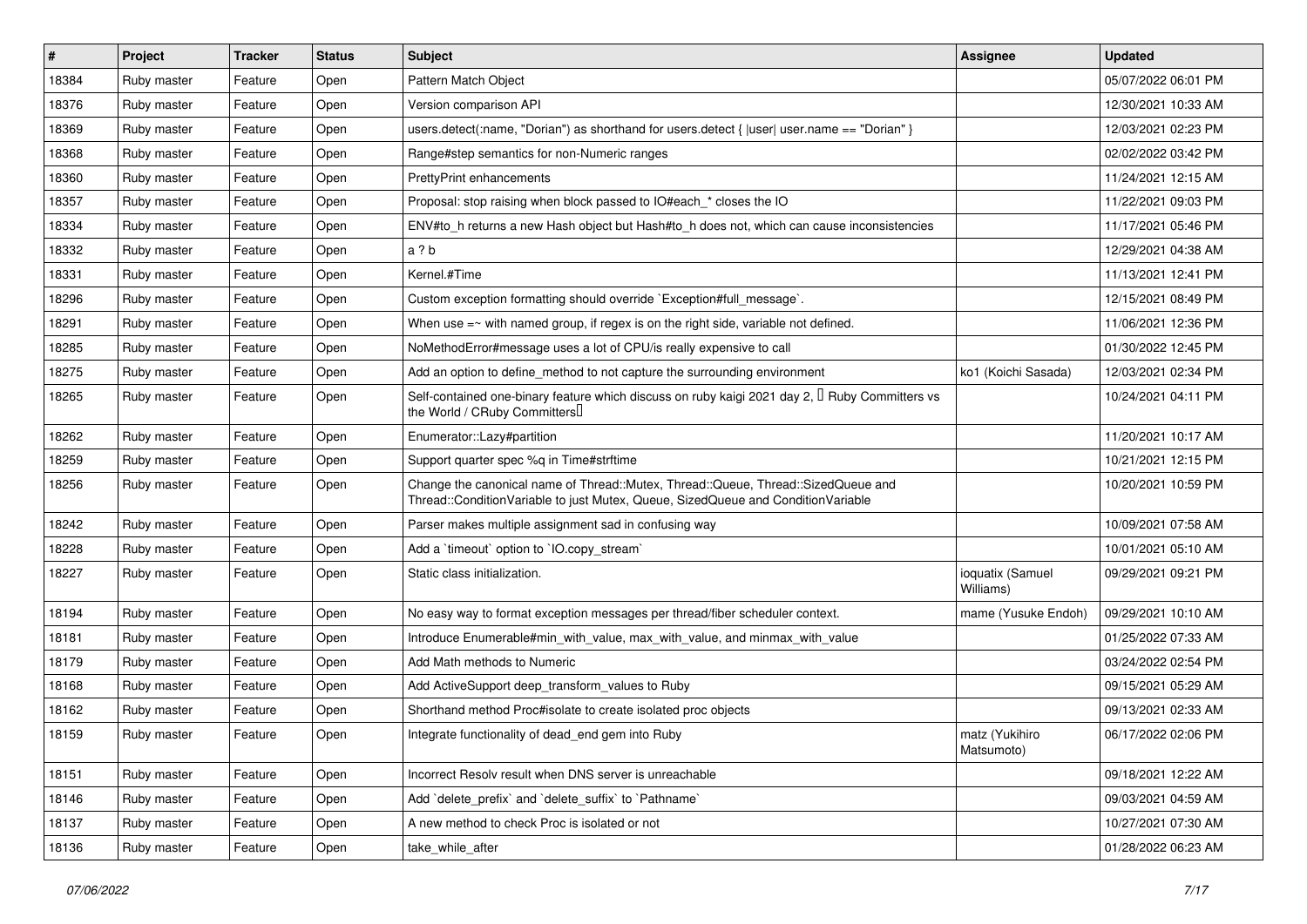| # | Project | Tracker | Status | Subject | Assignee | Updated |
|---|---|---|---|---|---|---|
| 18384 | Ruby master | Feature | Open | Pattern Match Object | | 05/07/2022 06:01 PM |
| 18376 | Ruby master | Feature | Open | Version comparison API | | 12/30/2021 10:33 AM |
| 18369 | Ruby master | Feature | Open | users.detect(:name, "Dorian") as shorthand for users.detect { \|user\| user.name == "Dorian" } | | 12/03/2021 02:23 PM |
| 18368 | Ruby master | Feature | Open | Range#step semantics for non-Numeric ranges | | 02/02/2022 03:42 PM |
| 18360 | Ruby master | Feature | Open | PrettyPrint enhancements | | 11/24/2021 12:15 AM |
| 18357 | Ruby master | Feature | Open | Proposal: stop raising when block passed to IO#each_* closes the IO | | 11/22/2021 09:03 PM |
| 18334 | Ruby master | Feature | Open | ENV#to_h returns a new Hash object but Hash#to_h does not, which can cause inconsistencies | | 11/17/2021 05:46 PM |
| 18332 | Ruby master | Feature | Open | a ? b | | 12/29/2021 04:38 AM |
| 18331 | Ruby master | Feature | Open | Kernel.#Time | | 11/13/2021 12:41 PM |
| 18296 | Ruby master | Feature | Open | Custom exception formatting should override `Exception#full_message`. | | 12/15/2021 08:49 PM |
| 18291 | Ruby master | Feature | Open | When use =~ with named group, if regex is on the right side, variable not defined. | | 11/06/2021 12:36 PM |
| 18285 | Ruby master | Feature | Open | NoMethodError#message uses a lot of CPU/is really expensive to call | | 01/30/2022 12:45 PM |
| 18275 | Ruby master | Feature | Open | Add an option to define_method to not capture the surrounding environment | ko1 (Koichi Sasada) | 12/03/2021 02:34 PM |
| 18265 | Ruby master | Feature | Open | Self-contained one-binary feature which discuss on ruby kaigi 2021 day 2, 「Ruby Committers vs the World / CRuby Committers」 | | 10/24/2021 04:11 PM |
| 18262 | Ruby master | Feature | Open | Enumerator::Lazy#partition | | 11/20/2021 10:17 AM |
| 18259 | Ruby master | Feature | Open | Support quarter spec %q in Time#strftime | | 10/21/2021 12:15 PM |
| 18256 | Ruby master | Feature | Open | Change the canonical name of Thread::Mutex, Thread::Queue, Thread::SizedQueue and Thread::ConditionVariable to just Mutex, Queue, SizedQueue and ConditionVariable | | 10/20/2021 10:59 PM |
| 18242 | Ruby master | Feature | Open | Parser makes multiple assignment sad in confusing way | | 10/09/2021 07:58 AM |
| 18228 | Ruby master | Feature | Open | Add a `timeout` option to `IO.copy_stream` | | 10/01/2021 05:10 AM |
| 18227 | Ruby master | Feature | Open | Static class initialization. | ioquatix (Samuel Williams) | 09/29/2021 09:21 PM |
| 18194 | Ruby master | Feature | Open | No easy way to format exception messages per thread/fiber scheduler context. | mame (Yusuke Endoh) | 09/29/2021 10:10 AM |
| 18181 | Ruby master | Feature | Open | Introduce Enumerable#min_with_value, max_with_value, and minmax_with_value | | 01/25/2022 07:33 AM |
| 18179 | Ruby master | Feature | Open | Add Math methods to Numeric | | 03/24/2022 02:54 PM |
| 18168 | Ruby master | Feature | Open | Add ActiveSupport deep_transform_values to Ruby | | 09/15/2021 05:29 AM |
| 18162 | Ruby master | Feature | Open | Shorthand method Proc#isolate to create isolated proc objects | | 09/13/2021 02:33 AM |
| 18159 | Ruby master | Feature | Open | Integrate functionality of dead_end gem into Ruby | matz (Yukihiro Matsumoto) | 06/17/2022 02:06 PM |
| 18151 | Ruby master | Feature | Open | Incorrect Resolv result when DNS server is unreachable | | 09/18/2021 12:22 AM |
| 18146 | Ruby master | Feature | Open | Add `delete_prefix` and `delete_suffix` to `Pathname` | | 09/03/2021 04:59 AM |
| 18137 | Ruby master | Feature | Open | A new method to check Proc is isolated or not | | 10/27/2021 07:30 AM |
| 18136 | Ruby master | Feature | Open | take_while_after | | 01/28/2022 06:23 AM |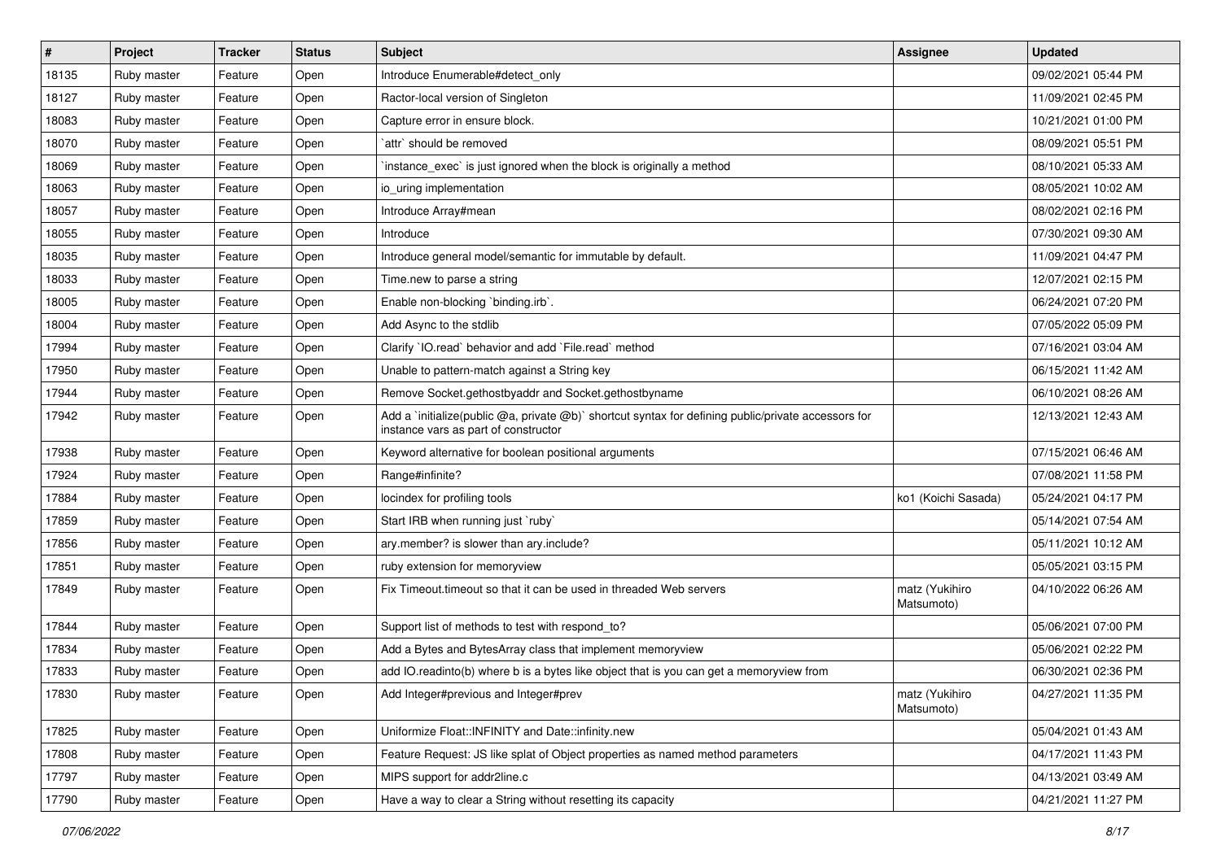| # | Project | Tracker | Status | Subject | Assignee | Updated |
|---|---|---|---|---|---|---|
| 18135 | Ruby master | Feature | Open | Introduce Enumerable#detect_only | | 09/02/2021 05:44 PM |
| 18127 | Ruby master | Feature | Open | Ractor-local version of Singleton | | 11/09/2021 02:45 PM |
| 18083 | Ruby master | Feature | Open | Capture error in ensure block. | | 10/21/2021 01:00 PM |
| 18070 | Ruby master | Feature | Open | `attr` should be removed | | 08/09/2021 05:51 PM |
| 18069 | Ruby master | Feature | Open | `instance_exec` is just ignored when the block is originally a method | | 08/10/2021 05:33 AM |
| 18063 | Ruby master | Feature | Open | io_uring implementation | | 08/05/2021 10:02 AM |
| 18057 | Ruby master | Feature | Open | Introduce Array#mean | | 08/02/2021 02:16 PM |
| 18055 | Ruby master | Feature | Open | Introduce | | 07/30/2021 09:30 AM |
| 18035 | Ruby master | Feature | Open | Introduce general model/semantic for immutable by default. | | 11/09/2021 04:47 PM |
| 18033 | Ruby master | Feature | Open | Time.new to parse a string | | 12/07/2021 02:15 PM |
| 18005 | Ruby master | Feature | Open | Enable non-blocking `binding.irb`. | | 06/24/2021 07:20 PM |
| 18004 | Ruby master | Feature | Open | Add Async to the stdlib | | 07/05/2022 05:09 PM |
| 17994 | Ruby master | Feature | Open | Clarify `IO.read` behavior and add `File.read` method | | 07/16/2021 03:04 AM |
| 17950 | Ruby master | Feature | Open | Unable to pattern-match against a String key | | 06/15/2021 11:42 AM |
| 17944 | Ruby master | Feature | Open | Remove Socket.gethostbyaddr and Socket.gethostbyname | | 06/10/2021 08:26 AM |
| 17942 | Ruby master | Feature | Open | Add a `initialize(public @a, private @b)` shortcut syntax for defining public/private accessors for instance vars as part of constructor | | 12/13/2021 12:43 AM |
| 17938 | Ruby master | Feature | Open | Keyword alternative for boolean positional arguments | | 07/15/2021 06:46 AM |
| 17924 | Ruby master | Feature | Open | Range#infinite? | | 07/08/2021 11:58 PM |
| 17884 | Ruby master | Feature | Open | locindex for profiling tools | ko1 (Koichi Sasada) | 05/24/2021 04:17 PM |
| 17859 | Ruby master | Feature | Open | Start IRB when running just `ruby` | | 05/14/2021 07:54 AM |
| 17856 | Ruby master | Feature | Open | ary.member? is slower than ary.include? | | 05/11/2021 10:12 AM |
| 17851 | Ruby master | Feature | Open | ruby extension for memoryview | | 05/05/2021 03:15 PM |
| 17849 | Ruby master | Feature | Open | Fix Timeout.timeout so that it can be used in threaded Web servers | matz (Yukihiro Matsumoto) | 04/10/2022 06:26 AM |
| 17844 | Ruby master | Feature | Open | Support list of methods to test with respond_to? | | 05/06/2021 07:00 PM |
| 17834 | Ruby master | Feature | Open | Add a Bytes and BytesArray class that implement memoryview | | 05/06/2021 02:22 PM |
| 17833 | Ruby master | Feature | Open | add IO.readinto(b) where b is a bytes like object that is you can get a memoryview from | | 06/30/2021 02:36 PM |
| 17830 | Ruby master | Feature | Open | Add Integer#previous and Integer#prev | matz (Yukihiro Matsumoto) | 04/27/2021 11:35 PM |
| 17825 | Ruby master | Feature | Open | Uniformize Float::INFINITY and Date::infinity.new | | 05/04/2021 01:43 AM |
| 17808 | Ruby master | Feature | Open | Feature Request: JS like splat of Object properties as named method parameters | | 04/17/2021 11:43 PM |
| 17797 | Ruby master | Feature | Open | MIPS support for addr2line.c | | 04/13/2021 03:49 AM |
| 17790 | Ruby master | Feature | Open | Have a way to clear a String without resetting its capacity | | 04/21/2021 11:27 PM |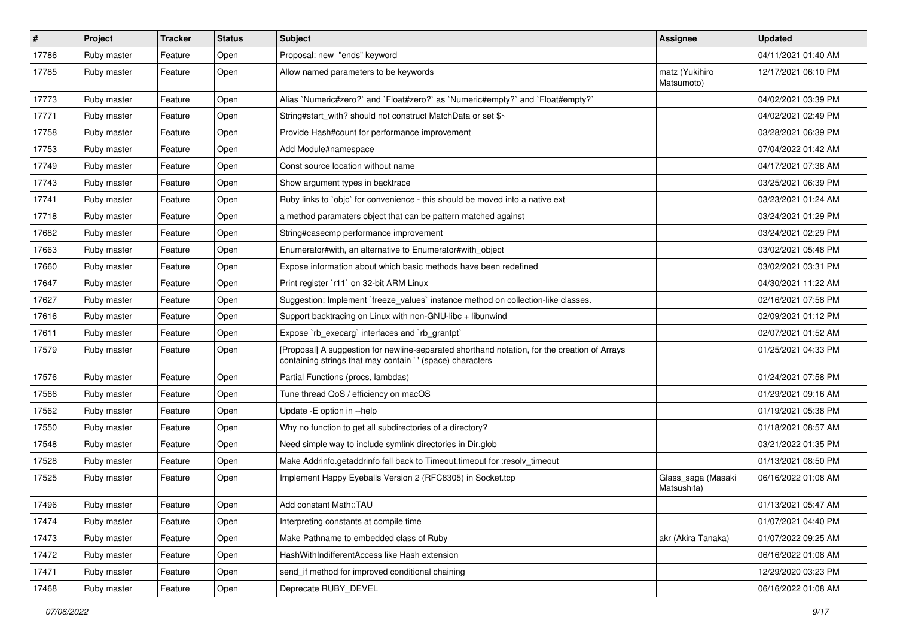| # | Project | Tracker | Status | Subject | Assignee | Updated |
|---|---|---|---|---|---|---|
| 17786 | Ruby master | Feature | Open | Proposal: new "ends" keyword | | 04/11/2021 01:40 AM |
| 17785 | Ruby master | Feature | Open | Allow named parameters to be keywords | matz (Yukihiro Matsumoto) | 12/17/2021 06:10 PM |
| 17773 | Ruby master | Feature | Open | Alias `Numeric#zero?` and `Float#zero?` as `Numeric#empty?` and `Float#empty?` | | 04/02/2021 03:39 PM |
| 17771 | Ruby master | Feature | Open | String#start_with? should not construct MatchData or set $~ | | 04/02/2021 02:49 PM |
| 17758 | Ruby master | Feature | Open | Provide Hash#count for performance improvement | | 03/28/2021 06:39 PM |
| 17753 | Ruby master | Feature | Open | Add Module#namespace | | 07/04/2022 01:42 AM |
| 17749 | Ruby master | Feature | Open | Const source location without name | | 04/17/2021 07:38 AM |
| 17743 | Ruby master | Feature | Open | Show argument types in backtrace | | 03/25/2021 06:39 PM |
| 17741 | Ruby master | Feature | Open | Ruby links to `objc` for convenience - this should be moved into a native ext | | 03/23/2021 01:24 AM |
| 17718 | Ruby master | Feature | Open | a method paramaters object that can be pattern matched against | | 03/24/2021 01:29 PM |
| 17682 | Ruby master | Feature | Open | String#casecmp performance improvement | | 03/24/2021 02:29 PM |
| 17663 | Ruby master | Feature | Open | Enumerator#with, an alternative to Enumerator#with_object | | 03/02/2021 05:48 PM |
| 17660 | Ruby master | Feature | Open | Expose information about which basic methods have been redefined | | 03/02/2021 03:31 PM |
| 17647 | Ruby master | Feature | Open | Print register `r11` on 32-bit ARM Linux | | 04/30/2021 11:22 AM |
| 17627 | Ruby master | Feature | Open | Suggestion: Implement `freeze_values` instance method on collection-like classes. | | 02/16/2021 07:58 PM |
| 17616 | Ruby master | Feature | Open | Support backtracing on Linux with non-GNU-libc + libunwind | | 02/09/2021 01:12 PM |
| 17611 | Ruby master | Feature | Open | Expose `rb_execarg` interfaces and `rb_grantpt` | | 02/07/2021 01:52 AM |
| 17579 | Ruby master | Feature | Open | [Proposal] A suggestion for newline-separated shorthand notation, for the creation of Arrays containing strings that may contain ' ' (space) characters | | 01/25/2021 04:33 PM |
| 17576 | Ruby master | Feature | Open | Partial Functions (procs, lambdas) | | 01/24/2021 07:58 PM |
| 17566 | Ruby master | Feature | Open | Tune thread QoS / efficiency on macOS | | 01/29/2021 09:16 AM |
| 17562 | Ruby master | Feature | Open | Update -E option in --help | | 01/19/2021 05:38 PM |
| 17550 | Ruby master | Feature | Open | Why no function to get all subdirectories of a directory? | | 01/18/2021 08:57 AM |
| 17548 | Ruby master | Feature | Open | Need simple way to include symlink directories in Dir.glob | | 03/21/2022 01:35 PM |
| 17528 | Ruby master | Feature | Open | Make Addrinfo.getaddrinfo fall back to Timeout.timeout for :resolv_timeout | | 01/13/2021 08:50 PM |
| 17525 | Ruby master | Feature | Open | Implement Happy Eyeballs Version 2 (RFC8305) in Socket.tcp | Glass_saga (Masaki Matsushita) | 06/16/2022 01:08 AM |
| 17496 | Ruby master | Feature | Open | Add constant Math::TAU | | 01/13/2021 05:47 AM |
| 17474 | Ruby master | Feature | Open | Interpreting constants at compile time | | 01/07/2021 04:40 PM |
| 17473 | Ruby master | Feature | Open | Make Pathname to embedded class of Ruby | akr (Akira Tanaka) | 01/07/2022 09:25 AM |
| 17472 | Ruby master | Feature | Open | HashWithIndifferentAccess like Hash extension | | 06/16/2022 01:08 AM |
| 17471 | Ruby master | Feature | Open | send_if method for improved conditional chaining | | 12/29/2020 03:23 PM |
| 17468 | Ruby master | Feature | Open | Deprecate RUBY_DEVEL | | 06/16/2022 01:08 AM |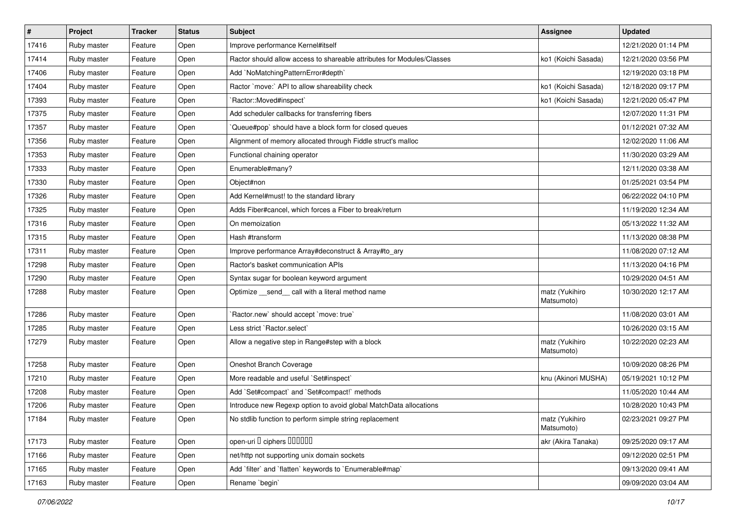| # | Project | Tracker | Status | Subject | Assignee | Updated |
|---|---|---|---|---|---|---|
| 17416 | Ruby master | Feature | Open | Improve performance Kernel#itself | | 12/21/2020 01:14 PM |
| 17414 | Ruby master | Feature | Open | Ractor should allow access to shareable attributes for Modules/Classes | ko1 (Koichi Sasada) | 12/21/2020 03:56 PM |
| 17406 | Ruby master | Feature | Open | Add `NoMatchingPatternError#depth` | | 12/19/2020 03:18 PM |
| 17404 | Ruby master | Feature | Open | Ractor `move:` API to allow shareability check | ko1 (Koichi Sasada) | 12/18/2020 09:17 PM |
| 17393 | Ruby master | Feature | Open | `Ractor::Moved#inspect` | ko1 (Koichi Sasada) | 12/21/2020 05:47 PM |
| 17375 | Ruby master | Feature | Open | Add scheduler callbacks for transferring fibers | | 12/07/2020 11:31 PM |
| 17357 | Ruby master | Feature | Open | `Queue#pop` should have a block form for closed queues | | 01/12/2021 07:32 AM |
| 17356 | Ruby master | Feature | Open | Alignment of memory allocated through Fiddle struct's malloc | | 12/02/2020 11:06 AM |
| 17353 | Ruby master | Feature | Open | Functional chaining operator | | 11/30/2020 03:29 AM |
| 17333 | Ruby master | Feature | Open | Enumerable#many? | | 12/11/2020 03:38 AM |
| 17330 | Ruby master | Feature | Open | Object#non | | 01/25/2021 03:54 PM |
| 17326 | Ruby master | Feature | Open | Add Kernel#must! to the standard library | | 06/22/2022 04:10 PM |
| 17325 | Ruby master | Feature | Open | Adds Fiber#cancel, which forces a Fiber to break/return | | 11/19/2020 12:34 AM |
| 17316 | Ruby master | Feature | Open | On memoization | | 05/13/2022 11:32 AM |
| 17315 | Ruby master | Feature | Open | Hash #transform | | 11/13/2020 08:38 PM |
| 17311 | Ruby master | Feature | Open | Improve performance Array#deconstruct & Array#to_ary | | 11/08/2020 07:12 AM |
| 17298 | Ruby master | Feature | Open | Ractor's basket communication APIs | | 11/13/2020 04:16 PM |
| 17290 | Ruby master | Feature | Open | Syntax sugar for boolean keyword argument | | 10/29/2020 04:51 AM |
| 17288 | Ruby master | Feature | Open | Optimize __send__ call with a literal method name | matz (Yukihiro Matsumoto) | 10/30/2020 12:17 AM |
| 17286 | Ruby master | Feature | Open | `Ractor.new` should accept `move: true` | | 11/08/2020 03:01 AM |
| 17285 | Ruby master | Feature | Open | Less strict `Ractor.select` | | 10/26/2020 03:15 AM |
| 17279 | Ruby master | Feature | Open | Allow a negative step in Range#step with a block | matz (Yukihiro Matsumoto) | 10/22/2020 02:23 AM |
| 17258 | Ruby master | Feature | Open | Oneshot Branch Coverage | | 10/09/2020 08:26 PM |
| 17210 | Ruby master | Feature | Open | More readable and useful `Set#inspect` | knu (Akinori MUSHA) | 05/19/2021 10:12 PM |
| 17208 | Ruby master | Feature | Open | Add `Set#compact` and `Set#compact!` methods | | 11/05/2020 10:44 AM |
| 17206 | Ruby master | Feature | Open | Introduce new Regexp option to avoid global MatchData allocations | | 10/28/2020 10:43 PM |
| 17184 | Ruby master | Feature | Open | No stdlib function to perform simple string replacement | matz (Yukihiro Matsumoto) | 02/23/2021 09:27 PM |
| 17173 | Ruby master | Feature | Open | open-uri � ciphers ������ | akr (Akira Tanaka) | 09/25/2020 09:17 AM |
| 17166 | Ruby master | Feature | Open | net/http not supporting unix domain sockets | | 09/12/2020 02:51 PM |
| 17165 | Ruby master | Feature | Open | Add `filter` and `flatten` keywords to `Enumerable#map` | | 09/13/2020 09:41 AM |
| 17163 | Ruby master | Feature | Open | Rename `begin` | | 09/09/2020 03:04 AM |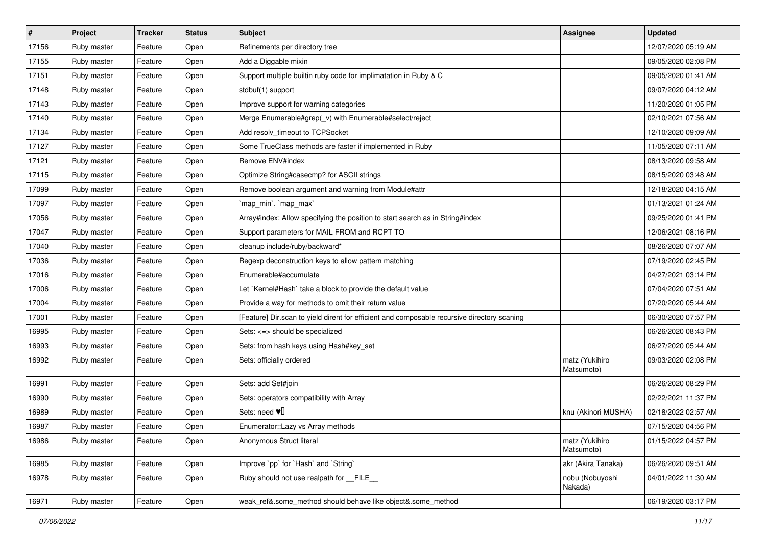| # | Project | Tracker | Status | Subject | Assignee | Updated |
|---|---|---|---|---|---|---|
| 17156 | Ruby master | Feature | Open | Refinements per directory tree | | 12/07/2020 05:19 AM |
| 17155 | Ruby master | Feature | Open | Add a Diggable mixin | | 09/05/2020 02:08 PM |
| 17151 | Ruby master | Feature | Open | Support multiple builtin ruby code for implimatation in Ruby & C | | 09/05/2020 01:41 AM |
| 17148 | Ruby master | Feature | Open | stdbuf(1) support | | 09/07/2020 04:12 AM |
| 17143 | Ruby master | Feature | Open | Improve support for warning categories | | 11/20/2020 01:05 PM |
| 17140 | Ruby master | Feature | Open | Merge Enumerable#grep(_v) with Enumerable#select/reject | | 02/10/2021 07:56 AM |
| 17134 | Ruby master | Feature | Open | Add resolv_timeout to TCPSocket | | 12/10/2020 09:09 AM |
| 17127 | Ruby master | Feature | Open | Some TrueClass methods are faster if implemented in Ruby | | 11/05/2020 07:11 AM |
| 17121 | Ruby master | Feature | Open | Remove ENV#index | | 08/13/2020 09:58 AM |
| 17115 | Ruby master | Feature | Open | Optimize String#casecmp? for ASCII strings | | 08/15/2020 03:48 AM |
| 17099 | Ruby master | Feature | Open | Remove boolean argument and warning from Module#attr | | 12/18/2020 04:15 AM |
| 17097 | Ruby master | Feature | Open | `map_min`, `map_max` | | 01/13/2021 01:24 AM |
| 17056 | Ruby master | Feature | Open | Array#index: Allow specifying the position to start search as in String#index | | 09/25/2020 01:41 PM |
| 17047 | Ruby master | Feature | Open | Support parameters for MAIL FROM and RCPT TO | | 12/06/2021 08:16 PM |
| 17040 | Ruby master | Feature | Open | cleanup include/ruby/backward* | | 08/26/2020 07:07 AM |
| 17036 | Ruby master | Feature | Open | Regexp deconstruction keys to allow pattern matching | | 07/19/2020 02:45 PM |
| 17016 | Ruby master | Feature | Open | Enumerable#accumulate | | 04/27/2021 03:14 PM |
| 17006 | Ruby master | Feature | Open | Let `Kernel#Hash` take a block to provide the default value | | 07/04/2020 07:51 AM |
| 17004 | Ruby master | Feature | Open | Provide a way for methods to omit their return value | | 07/20/2020 05:44 AM |
| 17001 | Ruby master | Feature | Open | [Feature] Dir.scan to yield dirent for efficient and composable recursive directory scaning | | 06/30/2020 07:57 PM |
| 16995 | Ruby master | Feature | Open | Sets: <=> should be specialized | | 06/26/2020 08:43 PM |
| 16993 | Ruby master | Feature | Open | Sets: from hash keys using Hash#key_set | | 06/27/2020 05:44 AM |
| 16992 | Ruby master | Feature | Open | Sets: officially ordered | matz (Yukihiro Matsumoto) | 09/03/2020 02:08 PM |
| 16991 | Ruby master | Feature | Open | Sets: add Set#join | | 06/26/2020 08:29 PM |
| 16990 | Ruby master | Feature | Open | Sets: operators compatibility with Array | | 02/22/2021 11:37 PM |
| 16989 | Ruby master | Feature | Open | Sets: need ♥️ | knu (Akinori MUSHA) | 02/18/2022 02:57 AM |
| 16987 | Ruby master | Feature | Open | Enumerator::Lazy vs Array methods | | 07/15/2020 04:56 PM |
| 16986 | Ruby master | Feature | Open | Anonymous Struct literal | matz (Yukihiro Matsumoto) | 01/15/2022 04:57 PM |
| 16985 | Ruby master | Feature | Open | Improve `pp` for `Hash` and `String` | akr (Akira Tanaka) | 06/26/2020 09:51 AM |
| 16978 | Ruby master | Feature | Open | Ruby should not use realpath for __FILE__ | nobu (Nobuyoshi Nakada) | 04/01/2022 11:30 AM |
| 16971 | Ruby master | Feature | Open | weak_ref&.some_method should behave like object&.some_method | | 06/19/2020 03:17 PM |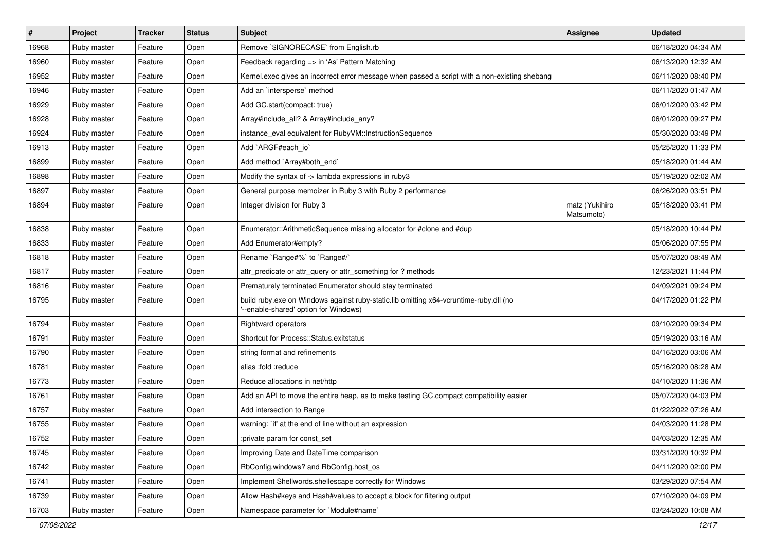| # | Project | Tracker | Status | Subject | Assignee | Updated |
| --- | --- | --- | --- | --- | --- | --- |
| 16968 | Ruby master | Feature | Open | Remove `$IGNORECASE` from English.rb | | 06/18/2020 04:34 AM |
| 16960 | Ruby master | Feature | Open | Feedback regarding => in 'As' Pattern Matching | | 06/13/2020 12:32 AM |
| 16952 | Ruby master | Feature | Open | Kernel.exec gives an incorrect error message when passed a script with a non-existing shebang | | 06/11/2020 08:40 PM |
| 16946 | Ruby master | Feature | Open | Add an `intersperse` method | | 06/11/2020 01:47 AM |
| 16929 | Ruby master | Feature | Open | Add GC.start(compact: true) | | 06/01/2020 03:42 PM |
| 16928 | Ruby master | Feature | Open | Array#include_all? & Array#include_any? | | 06/01/2020 09:27 PM |
| 16924 | Ruby master | Feature | Open | instance_eval equivalent for RubyVM::InstructionSequence | | 05/30/2020 03:49 PM |
| 16913 | Ruby master | Feature | Open | Add `ARGF#each_io` | | 05/25/2020 11:33 PM |
| 16899 | Ruby master | Feature | Open | Add method `Array#both_end` | | 05/18/2020 01:44 AM |
| 16898 | Ruby master | Feature | Open | Modify the syntax of -> lambda expressions in ruby3 | | 05/19/2020 02:02 AM |
| 16897 | Ruby master | Feature | Open | General purpose memoizer in Ruby 3 with Ruby 2 performance | | 06/26/2020 03:51 PM |
| 16894 | Ruby master | Feature | Open | Integer division for Ruby 3 | matz (Yukihiro Matsumoto) | 05/18/2020 03:41 PM |
| 16838 | Ruby master | Feature | Open | Enumerator::ArithmeticSequence missing allocator for #clone and #dup | | 05/18/2020 10:44 PM |
| 16833 | Ruby master | Feature | Open | Add Enumerator#empty? | | 05/06/2020 07:55 PM |
| 16818 | Ruby master | Feature | Open | Rename `Range#%` to `Range#/` | | 05/07/2020 08:49 AM |
| 16817 | Ruby master | Feature | Open | attr_predicate or attr_query or attr_something for ? methods | | 12/23/2021 11:44 PM |
| 16816 | Ruby master | Feature | Open | Prematurely terminated Enumerator should stay terminated | | 04/09/2021 09:24 PM |
| 16795 | Ruby master | Feature | Open | build ruby.exe on Windows against ruby-static.lib omitting x64-vcruntime-ruby.dll (no '--enable-shared' option for Windows) | | 04/17/2020 01:22 PM |
| 16794 | Ruby master | Feature | Open | Rightward operators | | 09/10/2020 09:34 PM |
| 16791 | Ruby master | Feature | Open | Shortcut for Process::Status.exitstatus | | 05/19/2020 03:16 AM |
| 16790 | Ruby master | Feature | Open | string format and refinements | | 04/16/2020 03:06 AM |
| 16781 | Ruby master | Feature | Open | alias :fold :reduce | | 05/16/2020 08:28 AM |
| 16773 | Ruby master | Feature | Open | Reduce allocations in net/http | | 04/10/2020 11:36 AM |
| 16761 | Ruby master | Feature | Open | Add an API to move the entire heap, as to make testing GC.compact compatibility easier | | 05/07/2020 04:03 PM |
| 16757 | Ruby master | Feature | Open | Add intersection to Range | | 01/22/2022 07:26 AM |
| 16755 | Ruby master | Feature | Open | warning: `if' at the end of line without an expression | | 04/03/2020 11:28 PM |
| 16752 | Ruby master | Feature | Open | :private param for const_set | | 04/03/2020 12:35 AM |
| 16745 | Ruby master | Feature | Open | Improving Date and DateTime comparison | | 03/31/2020 10:32 PM |
| 16742 | Ruby master | Feature | Open | RbConfig.windows? and RbConfig.host_os | | 04/11/2020 02:00 PM |
| 16741 | Ruby master | Feature | Open | Implement Shellwords.shellescape correctly for Windows | | 03/29/2020 07:54 AM |
| 16739 | Ruby master | Feature | Open | Allow Hash#keys and Hash#values to accept a block for filtering output | | 07/10/2020 04:09 PM |
| 16703 | Ruby master | Feature | Open | Namespace parameter for `Module#name` | | 03/24/2020 10:08 AM |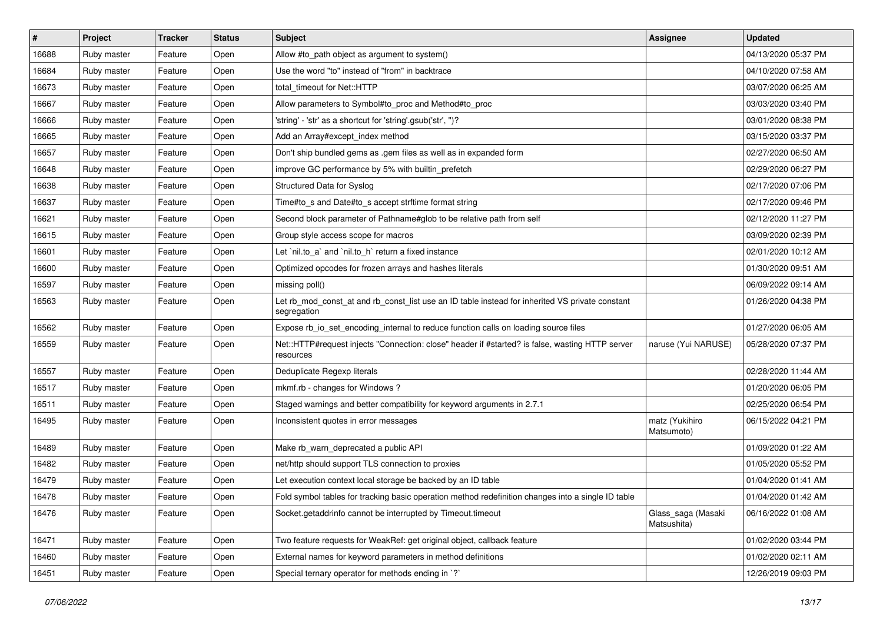| # | Project | Tracker | Status | Subject | Assignee | Updated |
|---|---|---|---|---|---|---|
| 16688 | Ruby master | Feature | Open | Allow #to_path object as argument to system() | | 04/13/2020 05:37 PM |
| 16684 | Ruby master | Feature | Open | Use the word "to" instead of "from" in backtrace | | 04/10/2020 07:58 AM |
| 16673 | Ruby master | Feature | Open | total_timeout for Net::HTTP | | 03/07/2020 06:25 AM |
| 16667 | Ruby master | Feature | Open | Allow parameters to Symbol#to_proc and Method#to_proc | | 03/03/2020 03:40 PM |
| 16666 | Ruby master | Feature | Open | 'string' - 'str' as a shortcut for 'string'.gsub('str', '')? | | 03/01/2020 08:38 PM |
| 16665 | Ruby master | Feature | Open | Add an Array#except_index method | | 03/15/2020 03:37 PM |
| 16657 | Ruby master | Feature | Open | Don't ship bundled gems as .gem files as well as in expanded form | | 02/27/2020 06:50 AM |
| 16648 | Ruby master | Feature | Open | improve GC performance by 5% with builtin_prefetch | | 02/29/2020 06:27 PM |
| 16638 | Ruby master | Feature | Open | Structured Data for Syslog | | 02/17/2020 07:06 PM |
| 16637 | Ruby master | Feature | Open | Time#to_s and Date#to_s accept strftime format string | | 02/17/2020 09:46 PM |
| 16621 | Ruby master | Feature | Open | Second block parameter of Pathname#glob to be relative path from self | | 02/12/2020 11:27 PM |
| 16615 | Ruby master | Feature | Open | Group style access scope for macros | | 03/09/2020 02:39 PM |
| 16601 | Ruby master | Feature | Open | Let `nil.to_a` and `nil.to_h` return a fixed instance | | 02/01/2020 10:12 AM |
| 16600 | Ruby master | Feature | Open | Optimized opcodes for frozen arrays and hashes literals | | 01/30/2020 09:51 AM |
| 16597 | Ruby master | Feature | Open | missing poll() | | 06/09/2022 09:14 AM |
| 16563 | Ruby master | Feature | Open | Let rb_mod_const_at and rb_const_list use an ID table instead for inherited VS private constant segregation | | 01/26/2020 04:38 PM |
| 16562 | Ruby master | Feature | Open | Expose rb_io_set_encoding_internal to reduce function calls on loading source files | | 01/27/2020 06:05 AM |
| 16559 | Ruby master | Feature | Open | Net::HTTP#request injects "Connection: close" header if #started? is false, wasting HTTP server resources | naruse (Yui NARUSE) | 05/28/2020 07:37 PM |
| 16557 | Ruby master | Feature | Open | Deduplicate Regexp literals | | 02/28/2020 11:44 AM |
| 16517 | Ruby master | Feature | Open | mkmf.rb - changes for Windows ? | | 01/20/2020 06:05 PM |
| 16511 | Ruby master | Feature | Open | Staged warnings and better compatibility for keyword arguments in 2.7.1 | | 02/25/2020 06:54 PM |
| 16495 | Ruby master | Feature | Open | Inconsistent quotes in error messages | matz (Yukihiro Matsumoto) | 06/15/2022 04:21 PM |
| 16489 | Ruby master | Feature | Open | Make rb_warn_deprecated a public API | | 01/09/2020 01:22 AM |
| 16482 | Ruby master | Feature | Open | net/http should support TLS connection to proxies | | 01/05/2020 05:52 PM |
| 16479 | Ruby master | Feature | Open | Let execution context local storage be backed by an ID table | | 01/04/2020 01:41 AM |
| 16478 | Ruby master | Feature | Open | Fold symbol tables for tracking basic operation method redefinition changes into a single ID table | | 01/04/2020 01:42 AM |
| 16476 | Ruby master | Feature | Open | Socket.getaddrinfo cannot be interrupted by Timeout.timeout | Glass_saga (Masaki Matsushita) | 06/16/2022 01:08 AM |
| 16471 | Ruby master | Feature | Open | Two feature requests for WeakRef: get original object, callback feature | | 01/02/2020 03:44 PM |
| 16460 | Ruby master | Feature | Open | External names for keyword parameters in method definitions | | 01/02/2020 02:11 AM |
| 16451 | Ruby master | Feature | Open | Special ternary operator for methods ending in `?` | | 12/26/2019 09:03 PM |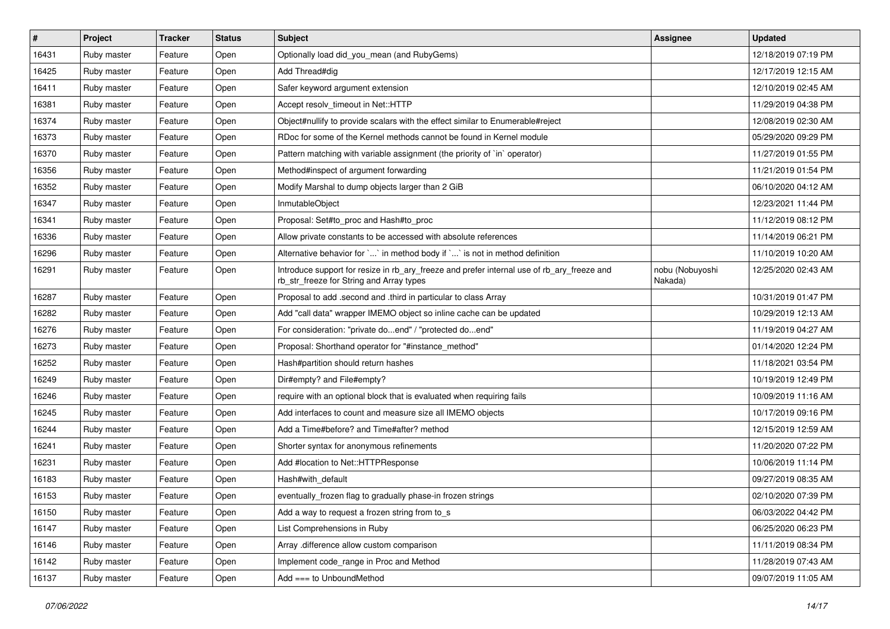| # | Project | Tracker | Status | Subject | Assignee | Updated |
|---|---|---|---|---|---|---|
| 16431 | Ruby master | Feature | Open | Optionally load did_you_mean (and RubyGems) | | 12/18/2019 07:19 PM |
| 16425 | Ruby master | Feature | Open | Add Thread#dig | | 12/17/2019 12:15 AM |
| 16411 | Ruby master | Feature | Open | Safer keyword argument extension | | 12/10/2019 02:45 AM |
| 16381 | Ruby master | Feature | Open | Accept resolv_timeout in Net::HTTP | | 11/29/2019 04:38 PM |
| 16374 | Ruby master | Feature | Open | Object#nullify to provide scalars with the effect similar to Enumerable#reject | | 12/08/2019 02:30 AM |
| 16373 | Ruby master | Feature | Open | RDoc for some of the Kernel methods cannot be found in Kernel module | | 05/29/2020 09:29 PM |
| 16370 | Ruby master | Feature | Open | Pattern matching with variable assignment (the priority of `in` operator) | | 11/27/2019 01:55 PM |
| 16356 | Ruby master | Feature | Open | Method#inspect of argument forwarding | | 11/21/2019 01:54 PM |
| 16352 | Ruby master | Feature | Open | Modify Marshal to dump objects larger than 2 GiB | | 06/10/2020 04:12 AM |
| 16347 | Ruby master | Feature | Open | InmutableObject | | 12/23/2021 11:44 PM |
| 16341 | Ruby master | Feature | Open | Proposal: Set#to_proc and Hash#to_proc | | 11/12/2019 08:12 PM |
| 16336 | Ruby master | Feature | Open | Allow private constants to be accessed with absolute references | | 11/14/2019 06:21 PM |
| 16296 | Ruby master | Feature | Open | Alternative behavior for `...` in method body if `...` is not in method definition | | 11/10/2019 10:20 AM |
| 16291 | Ruby master | Feature | Open | Introduce support for resize in rb_ary_freeze and prefer internal use of rb_ary_freeze and rb_str_freeze for String and Array types | nobu (Nobuyoshi Nakada) | 12/25/2020 02:43 AM |
| 16287 | Ruby master | Feature | Open | Proposal to add .second and .third in particular to class Array | | 10/31/2019 01:47 PM |
| 16282 | Ruby master | Feature | Open | Add "call data" wrapper IMEMO object so inline cache can be updated | | 10/29/2019 12:13 AM |
| 16276 | Ruby master | Feature | Open | For consideration: "private do...end" / "protected do...end" | | 11/19/2019 04:27 AM |
| 16273 | Ruby master | Feature | Open | Proposal: Shorthand operator for "#instance_method" | | 01/14/2020 12:24 PM |
| 16252 | Ruby master | Feature | Open | Hash#partition should return hashes | | 11/18/2021 03:54 PM |
| 16249 | Ruby master | Feature | Open | Dir#empty? and File#empty? | | 10/19/2019 12:49 PM |
| 16246 | Ruby master | Feature | Open | require with an optional block that is evaluated when requiring fails | | 10/09/2019 11:16 AM |
| 16245 | Ruby master | Feature | Open | Add interfaces to count and measure size all IMEMO objects | | 10/17/2019 09:16 PM |
| 16244 | Ruby master | Feature | Open | Add a Time#before? and Time#after? method | | 12/15/2019 12:59 AM |
| 16241 | Ruby master | Feature | Open | Shorter syntax for anonymous refinements | | 11/20/2020 07:22 PM |
| 16231 | Ruby master | Feature | Open | Add #location to Net::HTTPResponse | | 10/06/2019 11:14 PM |
| 16183 | Ruby master | Feature | Open | Hash#with_default | | 09/27/2019 08:35 AM |
| 16153 | Ruby master | Feature | Open | eventually_frozen flag to gradually phase-in frozen strings | | 02/10/2020 07:39 PM |
| 16150 | Ruby master | Feature | Open | Add a way to request a frozen string from to_s | | 06/03/2022 04:42 PM |
| 16147 | Ruby master | Feature | Open | List Comprehensions in Ruby | | 06/25/2020 06:23 PM |
| 16146 | Ruby master | Feature | Open | Array .difference allow custom comparison | | 11/11/2019 08:34 PM |
| 16142 | Ruby master | Feature | Open | Implement code_range in Proc and Method | | 11/28/2019 07:43 AM |
| 16137 | Ruby master | Feature | Open | Add === to UnboundMethod | | 09/07/2019 11:05 AM |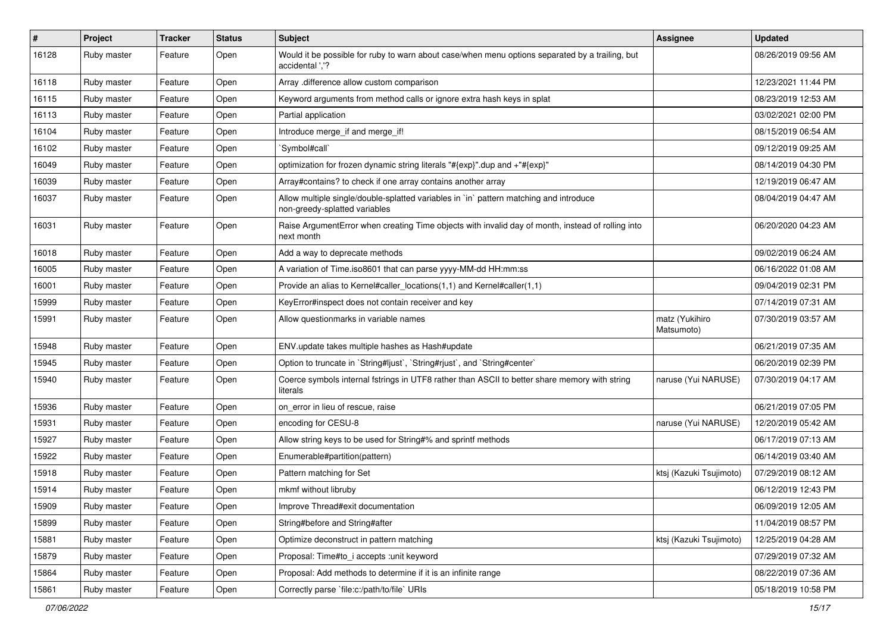| # | Project | Tracker | Status | Subject | Assignee | Updated |
|---|---|---|---|---|---|---|
| 16128 | Ruby master | Feature | Open | Would it be possible for ruby to warn about case/when menu options separated by a trailing, but accidental ','? | | 08/26/2019 09:56 AM |
| 16118 | Ruby master | Feature | Open | Array .difference allow custom comparison | | 12/23/2021 11:44 PM |
| 16115 | Ruby master | Feature | Open | Keyword arguments from method calls or ignore extra hash keys in splat | | 08/23/2019 12:53 AM |
| 16113 | Ruby master | Feature | Open | Partial application | | 03/02/2021 02:00 PM |
| 16104 | Ruby master | Feature | Open | Introduce merge_if and merge_if! | | 08/15/2019 06:54 AM |
| 16102 | Ruby master | Feature | Open | `Symbol#call` | | 09/12/2019 09:25 AM |
| 16049 | Ruby master | Feature | Open | optimization for frozen dynamic string literals "#{exp}".dup and +"#{exp}" | | 08/14/2019 04:30 PM |
| 16039 | Ruby master | Feature | Open | Array#contains? to check if one array contains another array | | 12/19/2019 06:47 AM |
| 16037 | Ruby master | Feature | Open | Allow multiple single/double-splatted variables in `in` pattern matching and introduce non-greedy-splatted variables | | 08/04/2019 04:47 AM |
| 16031 | Ruby master | Feature | Open | Raise ArgumentError when creating Time objects with invalid day of month, instead of rolling into next month | | 06/20/2020 04:23 AM |
| 16018 | Ruby master | Feature | Open | Add a way to deprecate methods | | 09/02/2019 06:24 AM |
| 16005 | Ruby master | Feature | Open | A variation of Time.iso8601 that can parse yyyy-MM-dd HH:mm:ss | | 06/16/2022 01:08 AM |
| 16001 | Ruby master | Feature | Open | Provide an alias to Kernel#caller_locations(1,1) and Kernel#caller(1,1) | | 09/04/2019 02:31 PM |
| 15999 | Ruby master | Feature | Open | KeyError#inspect does not contain receiver and key | | 07/14/2019 07:31 AM |
| 15991 | Ruby master | Feature | Open | Allow questionmarks in variable names | matz (Yukihiro Matsumoto) | 07/30/2019 03:57 AM |
| 15948 | Ruby master | Feature | Open | ENV.update takes multiple hashes as Hash#update | | 06/21/2019 07:35 AM |
| 15945 | Ruby master | Feature | Open | Option to truncate in `String#ljust`, `String#rjust`, and `String#center` | | 06/20/2019 02:39 PM |
| 15940 | Ruby master | Feature | Open | Coerce symbols internal fstrings in UTF8 rather than ASCII to better share memory with string literals | naruse (Yui NARUSE) | 07/30/2019 04:17 AM |
| 15936 | Ruby master | Feature | Open | on_error in lieu of rescue, raise | | 06/21/2019 07:05 PM |
| 15931 | Ruby master | Feature | Open | encoding for CESU-8 | naruse (Yui NARUSE) | 12/20/2019 05:42 AM |
| 15927 | Ruby master | Feature | Open | Allow string keys to be used for String#% and sprintf methods | | 06/17/2019 07:13 AM |
| 15922 | Ruby master | Feature | Open | Enumerable#partition(pattern) | | 06/14/2019 03:40 AM |
| 15918 | Ruby master | Feature | Open | Pattern matching for Set | ktsj (Kazuki Tsujimoto) | 07/29/2019 08:12 AM |
| 15914 | Ruby master | Feature | Open | mkmf without libruby | | 06/12/2019 12:43 PM |
| 15909 | Ruby master | Feature | Open | Improve Thread#exit documentation | | 06/09/2019 12:05 AM |
| 15899 | Ruby master | Feature | Open | String#before and String#after | | 11/04/2019 08:57 PM |
| 15881 | Ruby master | Feature | Open | Optimize deconstruct in pattern matching | ktsj (Kazuki Tsujimoto) | 12/25/2019 04:28 AM |
| 15879 | Ruby master | Feature | Open | Proposal: Time#to_i accepts :unit keyword | | 07/29/2019 07:32 AM |
| 15864 | Ruby master | Feature | Open | Proposal: Add methods to determine if it is an infinite range | | 08/22/2019 07:36 AM |
| 15861 | Ruby master | Feature | Open | Correctly parse `file:c:/path/to/file` URIs | | 05/18/2019 10:58 PM |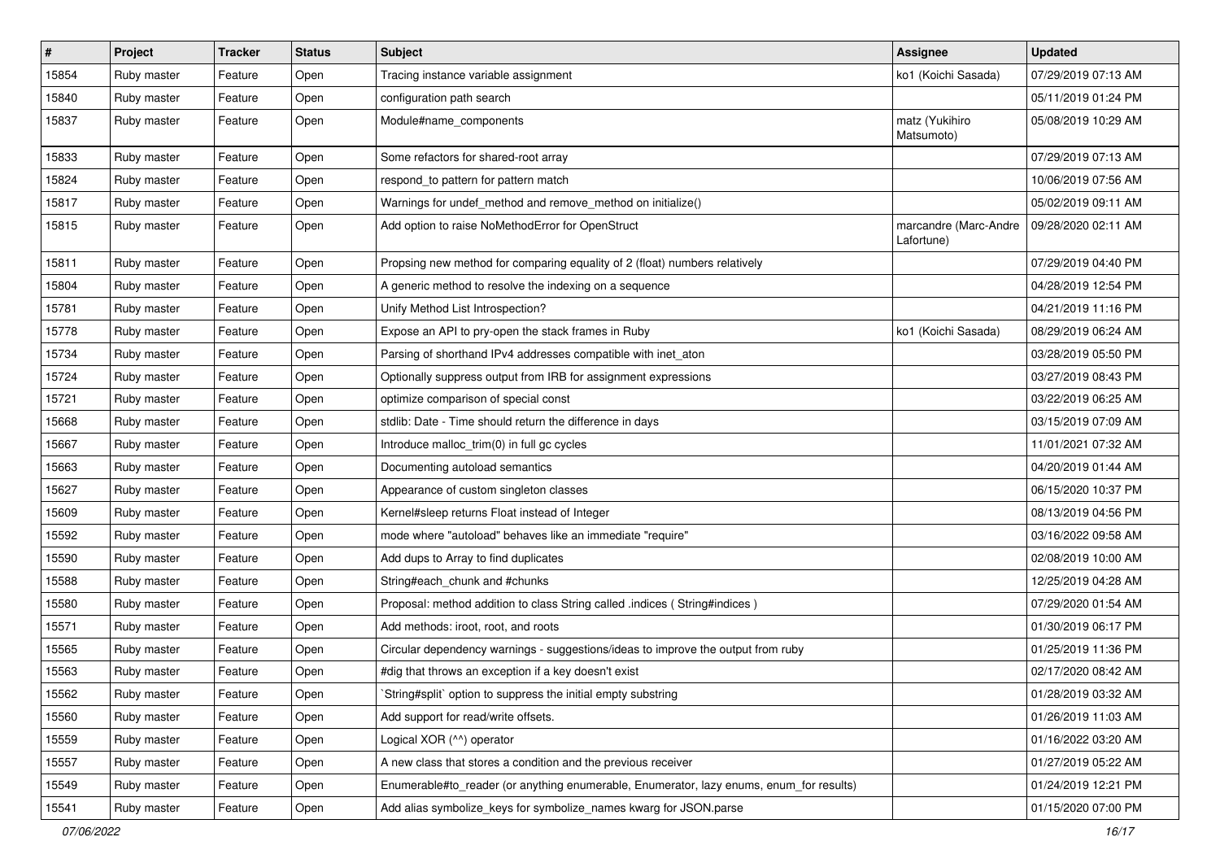| # | Project | Tracker | Status | Subject | Assignee | Updated |
|---|---|---|---|---|---|---|
| 15854 | Ruby master | Feature | Open | Tracing instance variable assignment | ko1 (Koichi Sasada) | 07/29/2019 07:13 AM |
| 15840 | Ruby master | Feature | Open | configuration path search | | 05/11/2019 01:24 PM |
| 15837 | Ruby master | Feature | Open | Module#name_components | matz (Yukihiro Matsumoto) | 05/08/2019 10:29 AM |
| 15833 | Ruby master | Feature | Open | Some refactors for shared-root array | | 07/29/2019 07:13 AM |
| 15824 | Ruby master | Feature | Open | respond_to pattern for pattern match | | 10/06/2019 07:56 AM |
| 15817 | Ruby master | Feature | Open | Warnings for undef_method and remove_method on initialize() | | 05/02/2019 09:11 AM |
| 15815 | Ruby master | Feature | Open | Add option to raise NoMethodError for OpenStruct | marcandre (Marc-Andre Lafortune) | 09/28/2020 02:11 AM |
| 15811 | Ruby master | Feature | Open | Propsing new method for comparing equality of 2 (float) numbers relatively | | 07/29/2019 04:40 PM |
| 15804 | Ruby master | Feature | Open | A generic method to resolve the indexing on a sequence | | 04/28/2019 12:54 PM |
| 15781 | Ruby master | Feature | Open | Unify Method List Introspection? | | 04/21/2019 11:16 PM |
| 15778 | Ruby master | Feature | Open | Expose an API to pry-open the stack frames in Ruby | ko1 (Koichi Sasada) | 08/29/2019 06:24 AM |
| 15734 | Ruby master | Feature | Open | Parsing of shorthand IPv4 addresses compatible with inet_aton | | 03/28/2019 05:50 PM |
| 15724 | Ruby master | Feature | Open | Optionally suppress output from IRB for assignment expressions | | 03/27/2019 08:43 PM |
| 15721 | Ruby master | Feature | Open | optimize comparison of special const | | 03/22/2019 06:25 AM |
| 15668 | Ruby master | Feature | Open | stdlib: Date - Time should return the difference in days | | 03/15/2019 07:09 AM |
| 15667 | Ruby master | Feature | Open | Introduce malloc_trim(0) in full gc cycles | | 11/01/2021 07:32 AM |
| 15663 | Ruby master | Feature | Open | Documenting autoload semantics | | 04/20/2019 01:44 AM |
| 15627 | Ruby master | Feature | Open | Appearance of custom singleton classes | | 06/15/2020 10:37 PM |
| 15609 | Ruby master | Feature | Open | Kernel#sleep returns Float instead of Integer | | 08/13/2019 04:56 PM |
| 15592 | Ruby master | Feature | Open | mode where "autoload" behaves like an immediate "require" | | 03/16/2022 09:58 AM |
| 15590 | Ruby master | Feature | Open | Add dups to Array to find duplicates | | 02/08/2019 10:00 AM |
| 15588 | Ruby master | Feature | Open | String#each_chunk and #chunks | | 12/25/2019 04:28 AM |
| 15580 | Ruby master | Feature | Open | Proposal: method addition to class String called .indices ( String#indices ) | | 07/29/2020 01:54 AM |
| 15571 | Ruby master | Feature | Open | Add methods: iroot, root, and roots | | 01/30/2019 06:17 PM |
| 15565 | Ruby master | Feature | Open | Circular dependency warnings - suggestions/ideas to improve the output from ruby | | 01/25/2019 11:36 PM |
| 15563 | Ruby master | Feature | Open | #dig that throws an exception if a key doesn't exist | | 02/17/2020 08:42 AM |
| 15562 | Ruby master | Feature | Open | `String#split` option to suppress the initial empty substring | | 01/28/2019 03:32 AM |
| 15560 | Ruby master | Feature | Open | Add support for read/write offsets. | | 01/26/2019 11:03 AM |
| 15559 | Ruby master | Feature | Open | Logical XOR (^^) operator | | 01/16/2022 03:20 AM |
| 15557 | Ruby master | Feature | Open | A new class that stores a condition and the previous receiver | | 01/27/2019 05:22 AM |
| 15549 | Ruby master | Feature | Open | Enumerable#to_reader (or anything enumerable, Enumerator, lazy enums, enum_for results) | | 01/24/2019 12:21 PM |
| 15541 | Ruby master | Feature | Open | Add alias symbolize_keys for symbolize_names kwarg for JSON.parse | | 01/15/2020 07:00 PM |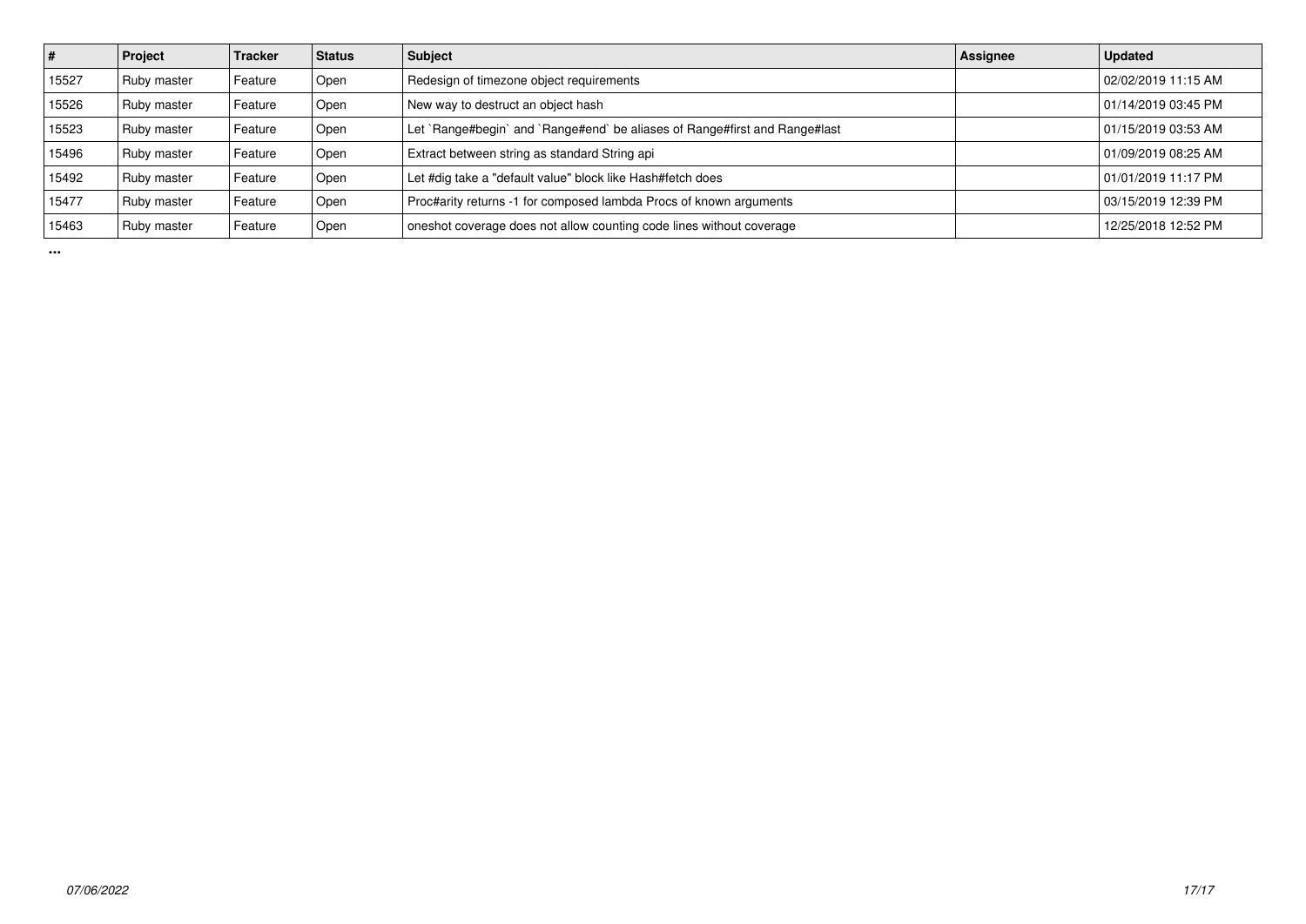| # | Project | Tracker | Status | Subject | Assignee | Updated |
|---|---|---|---|---|---|---|
| 15527 | Ruby master | Feature | Open | Redesign of timezone object requirements | | 02/02/2019 11:15 AM |
| 15526 | Ruby master | Feature | Open | New way to destruct an object hash | | 01/14/2019 03:45 PM |
| 15523 | Ruby master | Feature | Open | Let `Range#begin` and `Range#end` be aliases of Range#first and Range#last | | 01/15/2019 03:53 AM |
| 15496 | Ruby master | Feature | Open | Extract between string as standard String api | | 01/09/2019 08:25 AM |
| 15492 | Ruby master | Feature | Open | Let #dig take a "default value" block like Hash#fetch does | | 01/01/2019 11:17 PM |
| 15477 | Ruby master | Feature | Open | Proc#arity returns -1 for composed lambda Procs of known arguments | | 03/15/2019 12:39 PM |
| 15463 | Ruby master | Feature | Open | oneshot coverage does not allow counting code lines without coverage | | 12/25/2018 12:52 PM |

...

*07/06/2022*